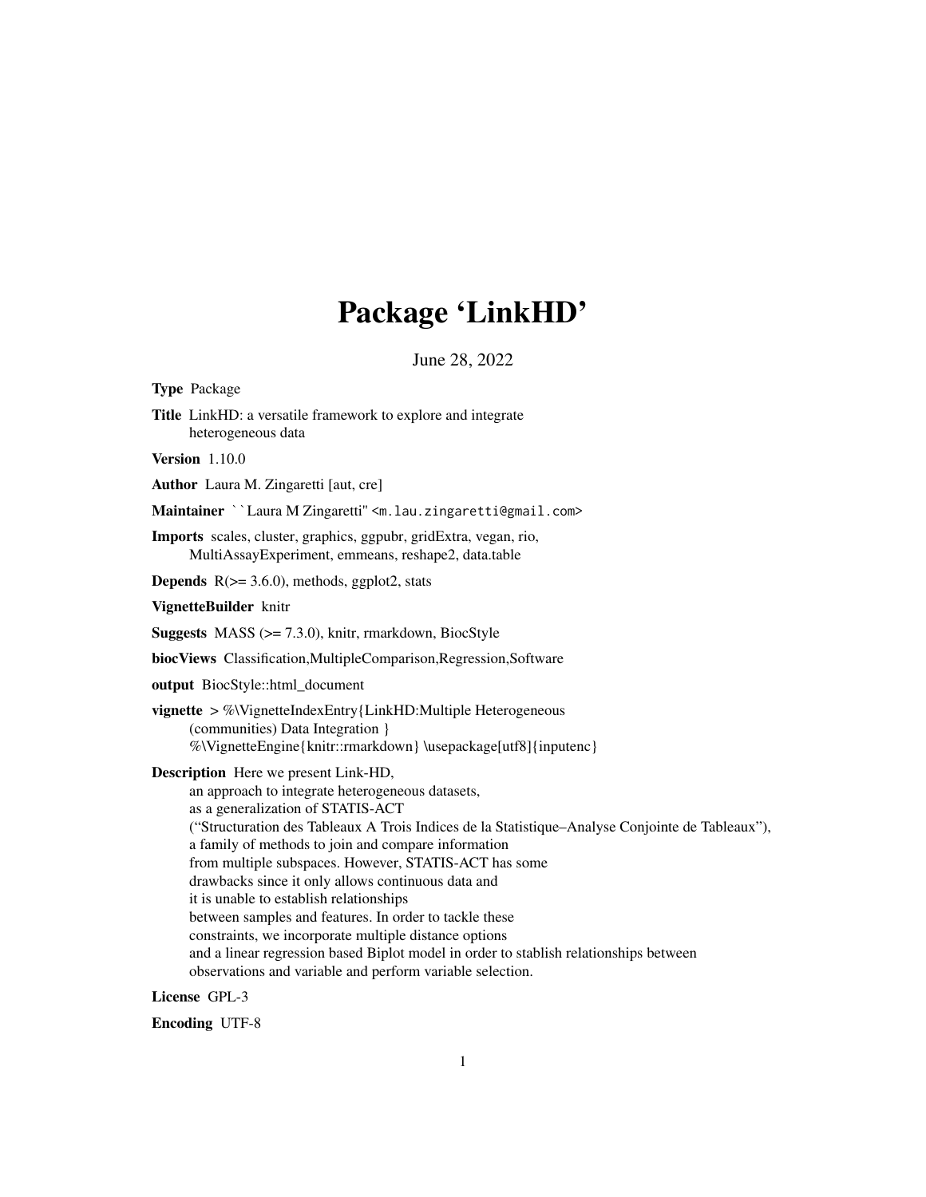# Package 'LinkHD'

June 28, 2022

**Type** Package

**Title** LinkHD: a versatile framework to explore and integrate heterogeneous data

**Version** 1.10.0

**Author** Laura M. Zingaretti [aut, cre]

**Maintainer** ``Laura M Zingaretti'' <m.lau.zingaretti@gmail.com>

**Imports** scales, cluster, graphics, ggpubr, gridExtra, vegan, rio, MultiAssayExperiment, emmeans, reshape2, data.table

**Depends** R(>= 3.6.0), methods, ggplot2, stats

**VignetteBuilder** knitr

**Suggests** MASS (>= 7.3.0), knitr, rmarkdown, BiocStyle

**biocViews** Classification,MultipleComparison,Regression,Software

**output** BiocStyle::html_document

**vignette** > %\VignetteIndexEntry{LinkHD:Multiple Heterogeneous (communities) Data Integration } %\VignetteEngine{knitr::rmarkdown} \usepackage[utf8]{inputenc}

**Description** Here we present Link-HD, an approach to integrate heterogeneous datasets, as a generalization of STATIS-ACT (“Structuration des Tableaux A Trois Indices de la Statistique–Analyse Conjointe de Tableaux”), a family of methods to join and compare information from multiple subspaces. However, STATIS-ACT has some drawbacks since it only allows continuous data and it is unable to establish relationships between samples and features. In order to tackle these constraints, we incorporate multiple distance options and a linear regression based Biplot model in order to stablish relationships between observations and variable and perform variable selection.

**License** GPL-3

**Encoding** UTF-8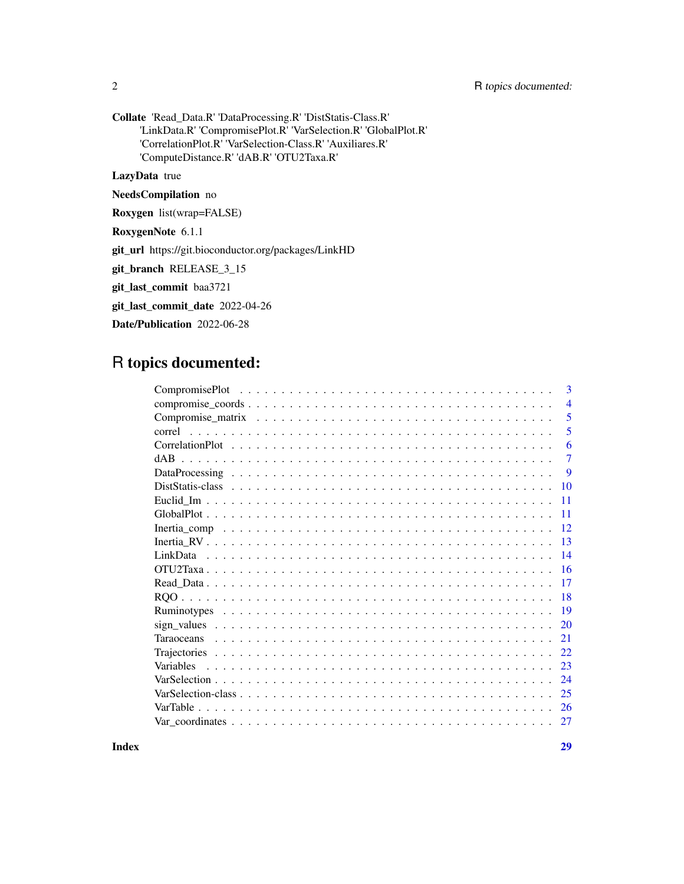**Collate** 'Read_Data.R' 'DataProcessing.R' 'DistStatis-Class.R' 'LinkData.R' 'CompromisePlot.R' 'VarSelection.R' 'GlobalPlot.R' 'CorrelationPlot.R' 'VarSelection-Class.R' 'Auxiliares.R' 'ComputeDistance.R' 'dAB.R' 'OTU2Taxa.R'

**LazyData** true

**NeedsCompilation** no

**Roxygen** list(wrap=FALSE)

**RoxygenNote** 6.1.1

**git_url** https://git.bioconductor.org/packages/LinkHD

**git_branch** RELEASE_3_15

**git_last_commit** baa3721

**git_last_commit_date** 2022-04-26

**Date/Publication** 2022-06-28

# R topics documented:

| | |
|---|---|
| CompromisePlot | 3 |
| compromise_coords | 4 |
| Compromise_matrix | 5 |
| correl | 5 |
| CorrelationPlot | 6 |
| dAB | 7 |
| DataProcessing | 9 |
| DistStatis-class | 10 |
| Euclid_Im | 11 |
| GlobalPlot | 11 |
| Inertia_comp | 12 |
| Inertia_RV | 13 |
| LinkData | 14 |
| OTU2Taxa | 16 |
| Read_Data | 17 |
| RQO | 18 |
| Ruminotypes | 19 |
| sign_values | 20 |
| Taraoceans | 21 |
| Trajectories | 22 |
| Variables | 23 |
| VarSelection | 24 |
| VarSelection-class | 25 |
| VarTable | 26 |
| Var_coordinates | 27 |

**Index** 29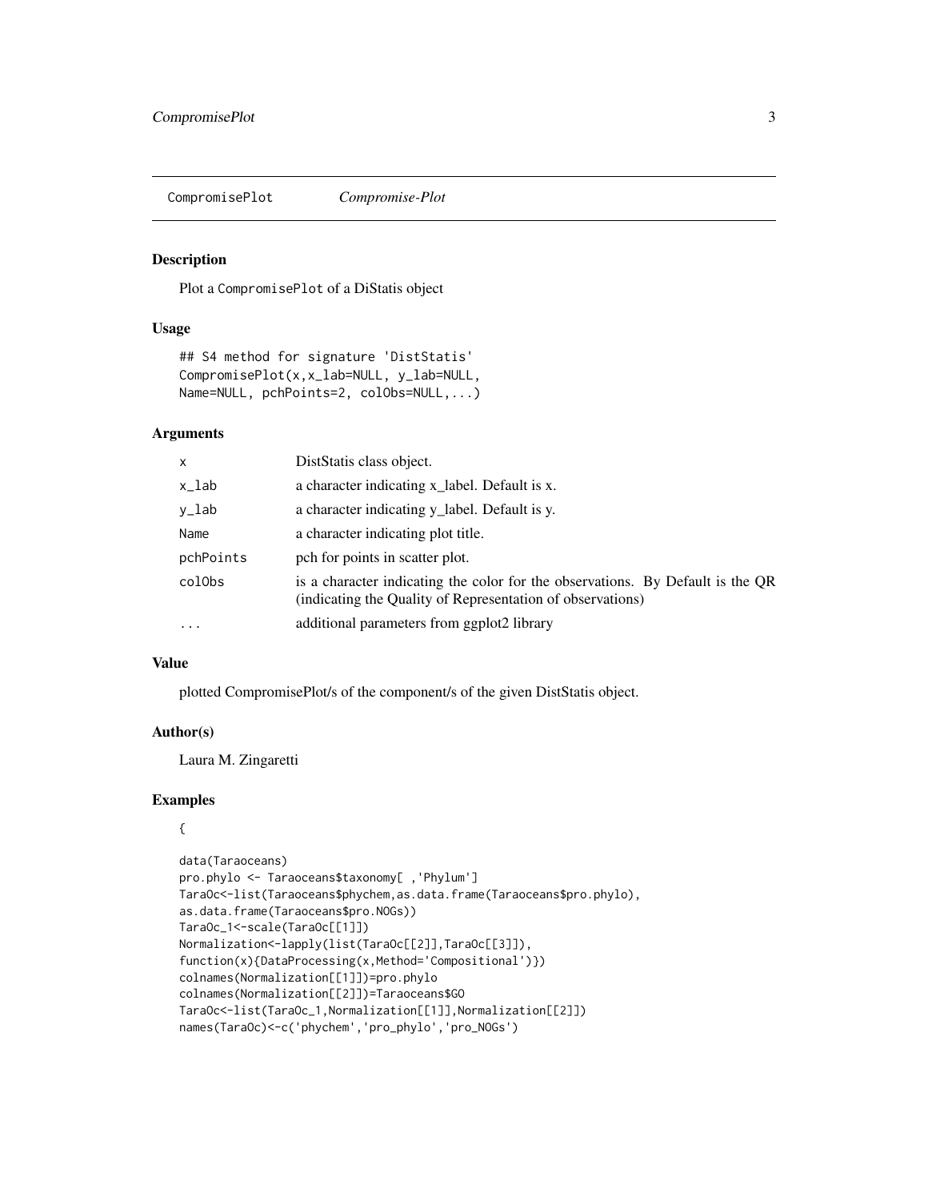## CompromisePlot *Compromise-Plot*

### Description

Plot a `CompromisePlot` of a DiStatis object

### Usage

```
## S4 method for signature 'DistStatis'
CompromisePlot(x,x_lab=NULL, y_lab=NULL,
Name=NULL, pchPoints=2, colObs=NULL,...)
```

### Arguments

| | |
|---|---|
| `x` | DistStatis class object. |
| `x_lab` | a character indicating x_label. Default is x. |
| `y_lab` | a character indicating y_label. Default is y. |
| `Name` | a character indicating plot title. |
| `pchPoints` | pch for points in scatter plot. |
| `colObs` | is a character indicating the color for the observations. By Default is the QR (indicating the Quality of Representation of observations) |
| `...` | additional parameters from ggplot2 library |

### Value

plotted CompromisePlot/s of the component/s of the given DistStatis object.

### Author(s)

Laura M. Zingaretti

### Examples

```
{

data(Taraoceans)
pro.phylo <- Taraoceans$taxonomy[ ,'Phylum']
TaraOc<-list(Taraoceans$phychem,as.data.frame(Taraoceans$pro.phylo),
as.data.frame(Taraoceans$pro.NOGs))
TaraOc_1<-scale(TaraOc[[1]])
Normalization<-lapply(list(TaraOc[[2]],TaraOc[[3]]),
function(x){DataProcessing(x,Method='Compositional')})
colnames(Normalization[[1]])=pro.phylo
colnames(Normalization[[2]])=Taraoceans$GO
TaraOc<-list(TaraOc_1,Normalization[[1]],Normalization[[2]])
names(TaraOc)<-c('phychem','pro_phylo','pro_NOGs')
```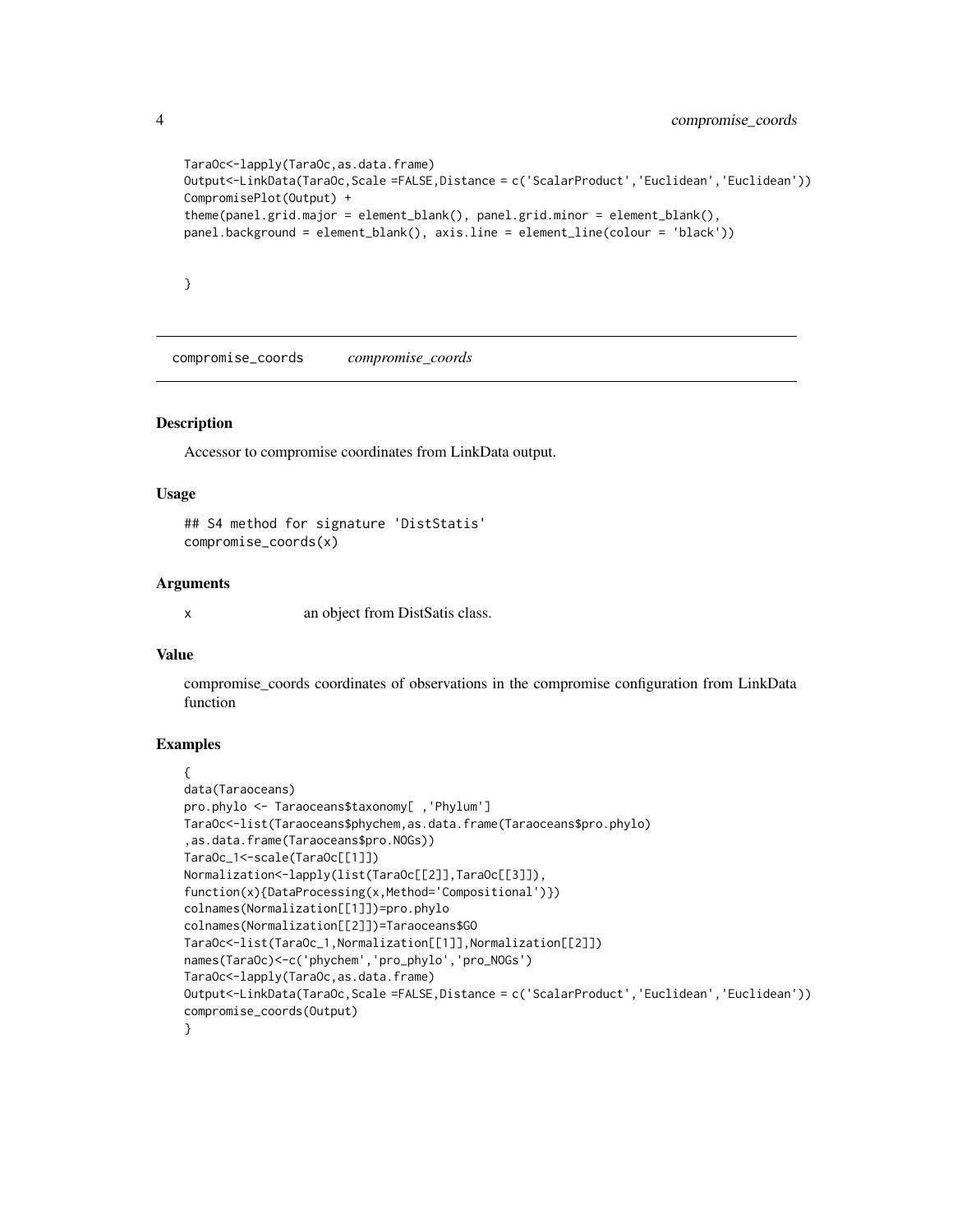```
TaraOc<-lapply(TaraOc,as.data.frame)
Output<-LinkData(TaraOc,Scale =FALSE,Distance = c('ScalarProduct','Euclidean','Euclidean'))
CompromisePlot(Output) +
theme(panel.grid.major = element_blank(), panel.grid.minor = element_blank(),
panel.background = element_blank(), axis.line = element_line(colour = 'black'))

}
```

## compromise_coords *compromise_coords*

### Description

Accessor to compromise coordinates from LinkData output.

### Usage

```
## S4 method for signature 'DistStatis'
compromise_coords(x)
```

### Arguments

| | |
|---|---|
| x | an object from DistSatis class. |

### Value

compromise_coords coordinates of observations in the compromise configuration from LinkData function

### Examples

```
{
data(Taraoceans)
pro.phylo <- Taraoceans$taxonomy[ ,'Phylum']
TaraOc<-list(Taraoceans$phychem,as.data.frame(Taraoceans$pro.phylo)
,as.data.frame(Taraoceans$pro.NOGs))
TaraOc_1<-scale(TaraOc[[1]])
Normalization<-lapply(list(TaraOc[[2]],TaraOc[[3]]),
function(x){DataProcessing(x,Method='Compositional')})
colnames(Normalization[[1]])=pro.phylo
colnames(Normalization[[2]])=Taraoceans$GO
TaraOc<-list(TaraOc_1,Normalization[[1]],Normalization[[2]])
names(TaraOc)<-c('phychem','pro_phylo','pro_NOGs')
TaraOc<-lapply(TaraOc,as.data.frame)
Output<-LinkData(TaraOc,Scale =FALSE,Distance = c('ScalarProduct','Euclidean','Euclidean'))
compromise_coords(Output)
}
```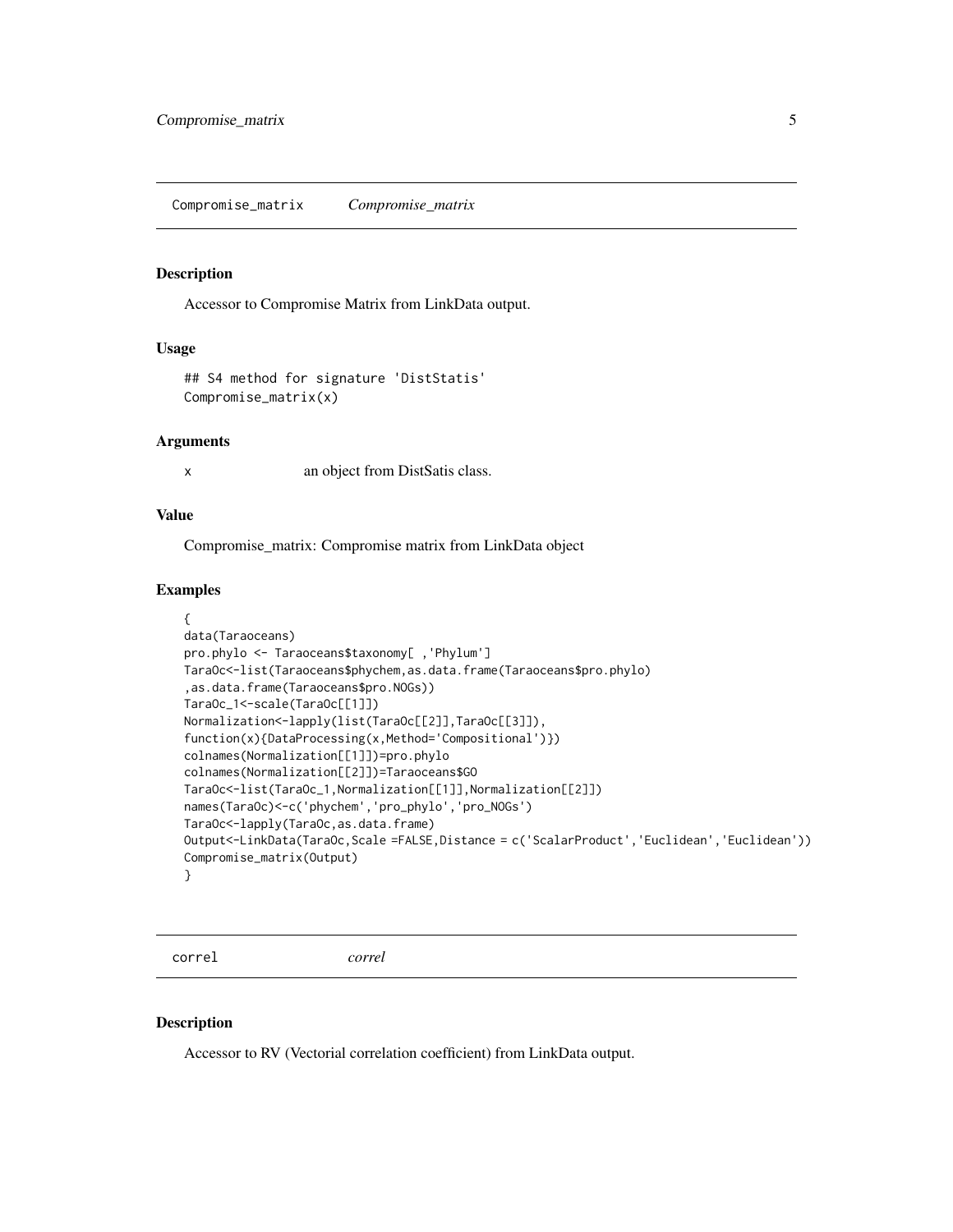## Compromise_matrix    *Compromise_matrix*

### Description

Accessor to Compromise Matrix from LinkData output.

### Usage

```
## S4 method for signature 'DistStatis'
Compromise_matrix(x)
```

### Arguments

x    an object from DistSatis class.

### Value

Compromise_matrix: Compromise matrix from LinkData object

### Examples

```
{
data(Taraoceans)
pro.phylo <- Taraoceans$taxonomy[ ,'Phylum']
TaraOc<-list(Taraoceans$phychem,as.data.frame(Taraoceans$pro.phylo)
,as.data.frame(Taraoceans$pro.NOGs))
TaraOc_1<-scale(TaraOc[[1]])
Normalization<-lapply(list(TaraOc[[2]],TaraOc[[3]]),
function(x){DataProcessing(x,Method='Compositional')})
colnames(Normalization[[1]])=pro.phylo
colnames(Normalization[[2]])=Taraoceans$GO
TaraOc<-list(TaraOc_1,Normalization[[1]],Normalization[[2]])
names(TaraOc)<-c('phychem','pro_phylo','pro_NOGs')
TaraOc<-lapply(TaraOc,as.data.frame)
Output<-LinkData(TaraOc,Scale =FALSE,Distance = c('ScalarProduct','Euclidean','Euclidean'))
Compromise_matrix(Output)
}
```

## correl    *correl*

### Description

Accessor to RV (Vectorial correlation coefficient) from LinkData output.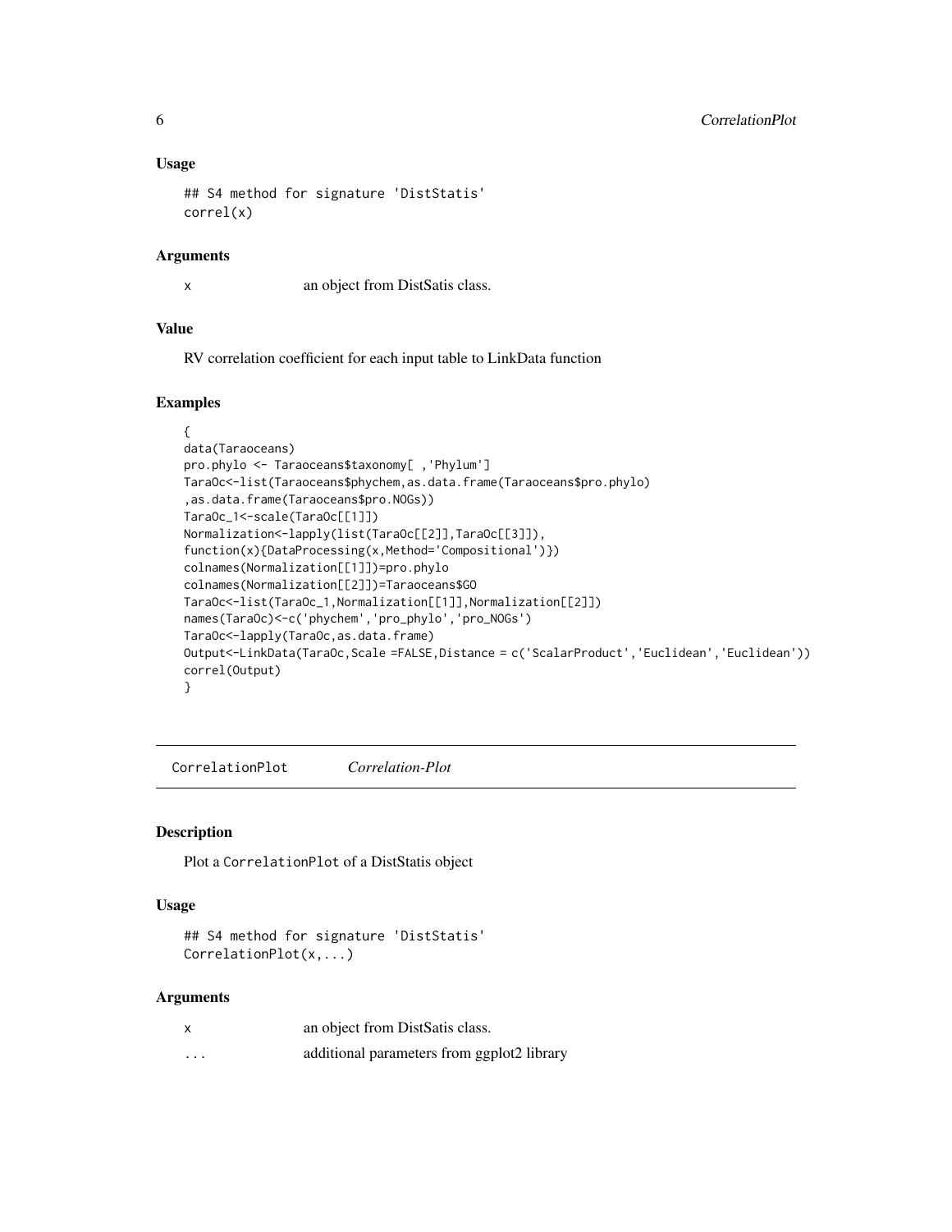### Usage

```
## S4 method for signature 'DistStatis'
correl(x)
```

### Arguments

| | |
|---|---|
| x | an object from DistSatis class. |

### Value

RV correlation coefficient for each input table to LinkData function

### Examples

```
{
data(Taraoceans)
pro.phylo <- Taraoceans$taxonomy[ ,'Phylum']
TaraOc<-list(Taraoceans$phychem,as.data.frame(Taraoceans$pro.phylo)
,as.data.frame(Taraoceans$pro.NOGs))
TaraOc_1<-scale(TaraOc[[1]])
Normalization<-lapply(list(TaraOc[[2]],TaraOc[[3]]),
function(x){DataProcessing(x,Method='Compositional')})
colnames(Normalization[[1]])=pro.phylo
colnames(Normalization[[2]])=Taraoceans$GO
TaraOc<-list(TaraOc_1,Normalization[[1]],Normalization[[2]])
names(TaraOc)<-c('phychem','pro_phylo','pro_NOGs')
TaraOc<-lapply(TaraOc,as.data.frame)
Output<-LinkData(TaraOc,Scale =FALSE,Distance = c('ScalarProduct','Euclidean','Euclidean'))
correl(Output)
}
```

---

## CorrelationPlot *Correlation-Plot*

### Description

Plot a CorrelationPlot of a DistStatis object

### Usage

```
## S4 method for signature 'DistStatis'
CorrelationPlot(x,...)
```

### Arguments

| | |
|---|---|
| x | an object from DistSatis class. |
| ... | additional parameters from ggplot2 library |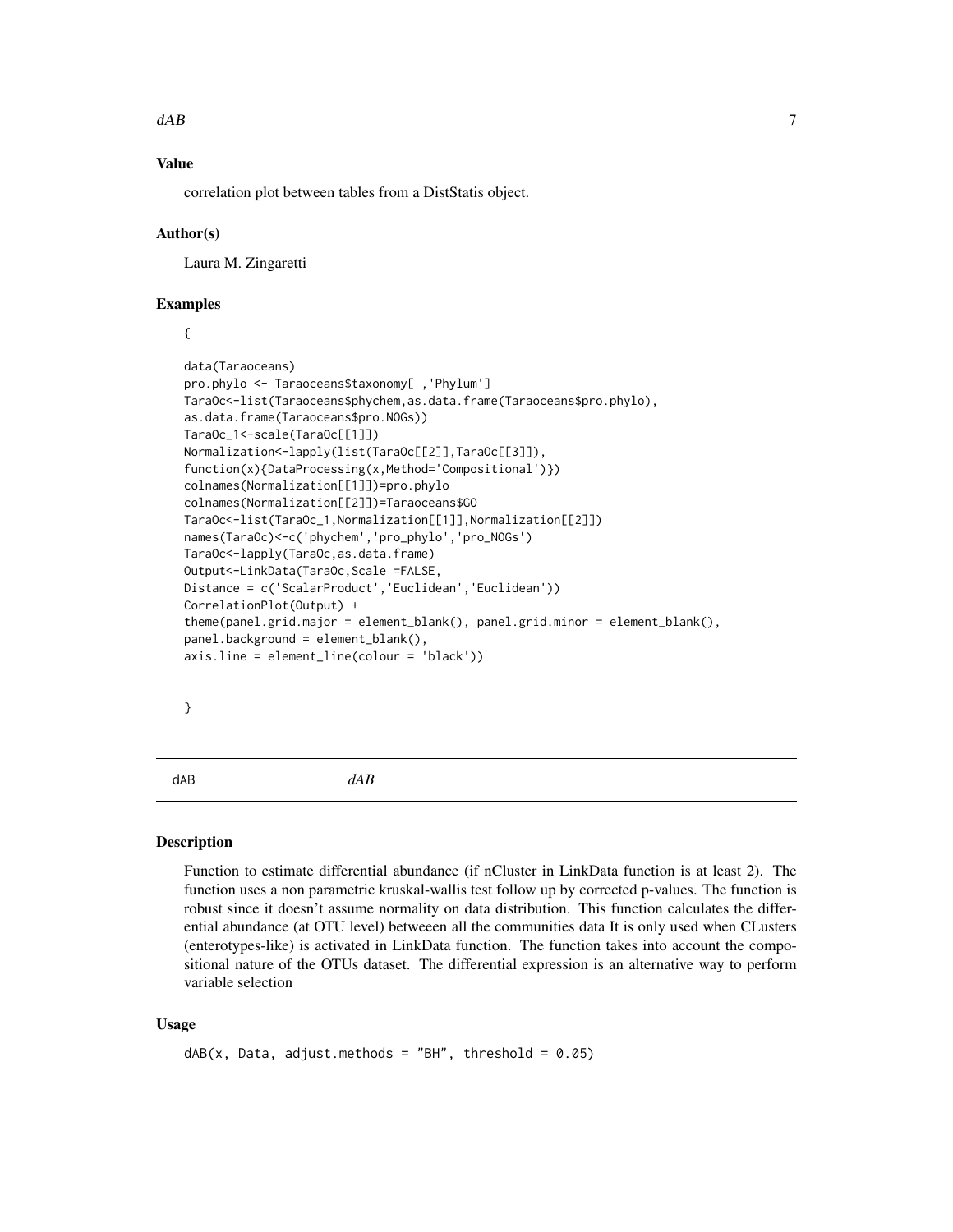## Value

correlation plot between tables from a DistStatis object.

## Author(s)

Laura M. Zingaretti

## Examples

```
{

data(Taraoceans)
pro.phylo <- Taraoceans$taxonomy[ ,'Phylum']
TaraOc<-list(Taraoceans$phychem,as.data.frame(Taraoceans$pro.phylo),
as.data.frame(Taraoceans$pro.NOGs))
TaraOc_1<-scale(TaraOc[[1]])
Normalization<-lapply(list(TaraOc[[2]],TaraOc[[3]]),
function(x){DataProcessing(x,Method='Compositional')})
colnames(Normalization[[1]])=pro.phylo
colnames(Normalization[[2]])=Taraoceans$GO
TaraOc<-list(TaraOc_1,Normalization[[1]],Normalization[[2]])
names(TaraOc)<-c('phychem','pro_phylo','pro_NOGs')
TaraOc<-lapply(TaraOc,as.data.frame)
Output<-LinkData(TaraOc,Scale =FALSE,
Distance = c('ScalarProduct','Euclidean','Euclidean'))
CorrelationPlot(Output) +
theme(panel.grid.major = element_blank(), panel.grid.minor = element_blank(),
panel.background = element_blank(),
axis.line = element_line(colour = 'black'))


}
```

---

# dAB *dAB*

## Description

Function to estimate differential abundance (if nCluster in LinkData function is at least 2). The function uses a non parametric kruskal-wallis test follow up by corrected p-values. The function is robust since it doesn't assume normality on data distribution. This function calculates the differential abundance (at OTU level) betweeen all the communities data It is only used when CLusters (enterotypes-like) is activated in LinkData function. The function takes into account the compositional nature of the OTUs dataset. The differential expression is an alternative way to perform variable selection

## Usage

```
dAB(x, Data, adjust.methods = "BH", threshold = 0.05)
```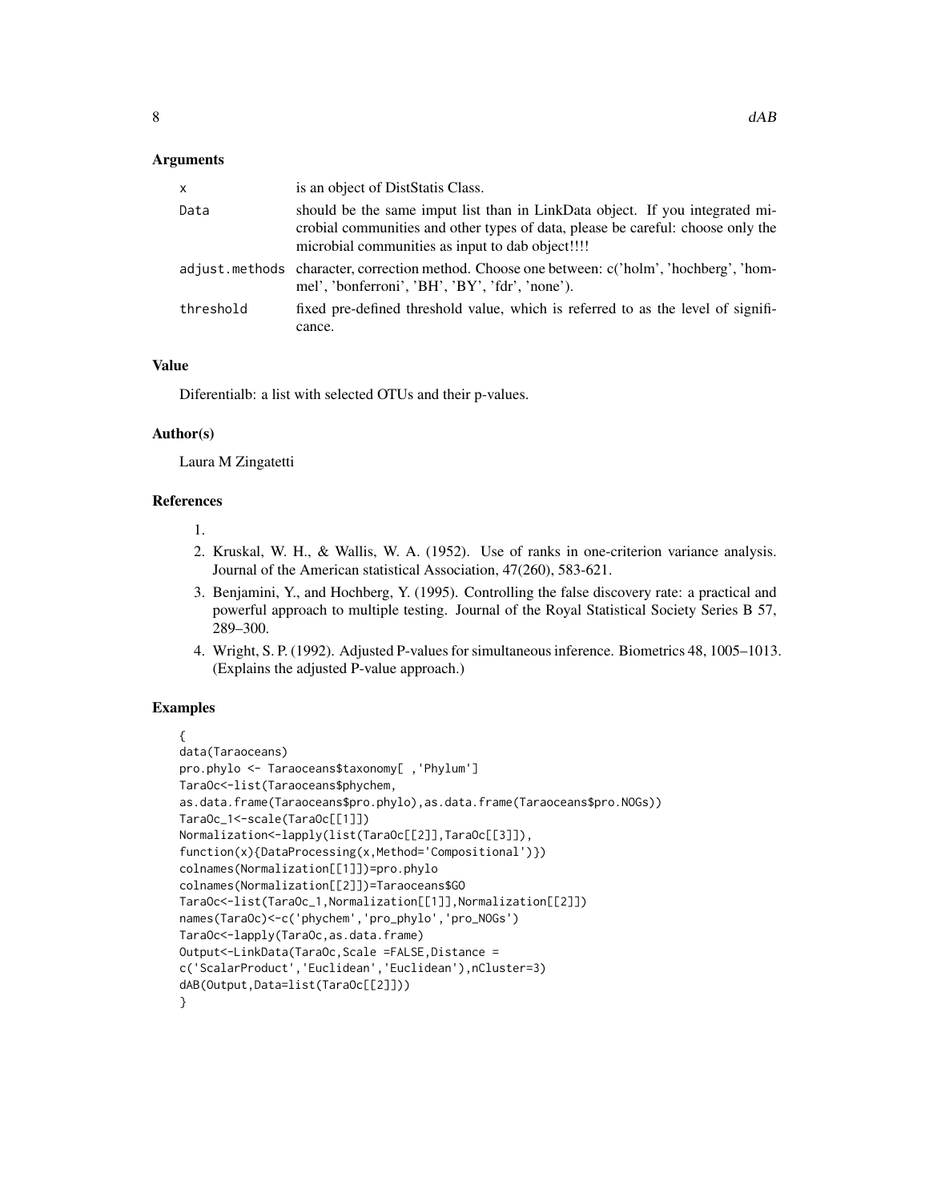## Arguments

| | |
|---|---|
| x | is an object of DistStatis Class. |
| Data | should be the same imput list than in LinkData object. If you integrated microbial communities and other types of data, please be careful: choose only the microbial communities as input to dab object!!!! |
| adjust.methods | character, correction method. Choose one between: c('holm', 'hochberg', 'hommel', 'bonferroni', 'BH', 'BY', 'fdr', 'none'). |
| threshold | fixed pre-defined threshold value, which is referred to as the level of significance. |

## Value

Diferentialb: a list with selected OTUs and their p-values.

## Author(s)

Laura M Zingatetti

## References

1.
2. Kruskal, W. H., & Wallis, W. A. (1952). Use of ranks in one-criterion variance analysis. Journal of the American statistical Association, 47(260), 583-621.
3. Benjamini, Y., and Hochberg, Y. (1995). Controlling the false discovery rate: a practical and powerful approach to multiple testing. Journal of the Royal Statistical Society Series B 57, 289–300.
4. Wright, S. P. (1992). Adjusted P-values for simultaneous inference. Biometrics 48, 1005–1013. (Explains the adjusted P-value approach.)

## Examples

```
{
data(Taraoceans)
pro.phylo <- Taraoceans$taxonomy[ ,'Phylum']
TaraOc<-list(Taraoceans$phychem,
as.data.frame(Taraoceans$pro.phylo),as.data.frame(Taraoceans$pro.NOGs))
TaraOc_1<-scale(TaraOc[[1]])
Normalization<-lapply(list(TaraOc[[2]],TaraOc[[3]]),
function(x){DataProcessing(x,Method='Compositional')})
colnames(Normalization[[1]])=pro.phylo
colnames(Normalization[[2]])=Taraoceans$GO
TaraOc<-list(TaraOc_1,Normalization[[1]],Normalization[[2]])
names(TaraOc)<-c('phychem','pro_phylo','pro_NOGs')
TaraOc<-lapply(TaraOc,as.data.frame)
Output<-LinkData(TaraOc,Scale =FALSE,Distance =
c('ScalarProduct','Euclidean','Euclidean'),nCluster=3)
dAB(Output,Data=list(TaraOc[[2]]))
}
```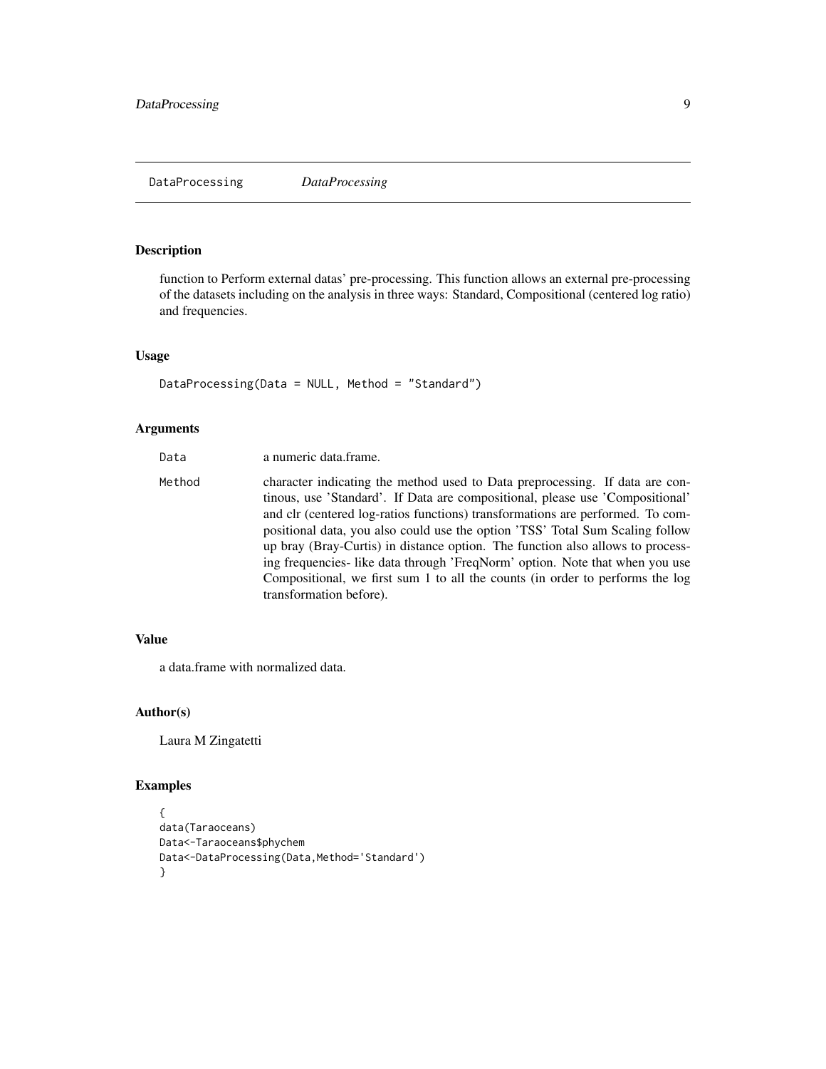# DataProcessing *DataProcessing*

## Description

function to Perform external datas' pre-processing. This function allows an external pre-processing of the datasets including on the analysis in three ways: Standard, Compositional (centered log ratio) and frequencies.

## Usage

```
DataProcessing(Data = NULL, Method = "Standard")
```

## Arguments

| | |
|---|---|
| Data | a numeric data.frame. |
| Method | character indicating the method used to Data preprocessing. If data are continous, use 'Standard'. If Data are compositional, please use 'Compositional' and clr (centered log-ratios functions) transformations are performed. To compositional data, you also could use the option 'TSS' Total Sum Scaling follow up bray (Bray-Curtis) in distance option. The function also allows to processing frequencies- like data through 'FreqNorm' option. Note that when you use Compositional, we first sum 1 to all the counts (in order to performs the log transformation before). |

## Value

a data.frame with normalized data.

## Author(s)

Laura M Zingatetti

## Examples

```
{
data(Taraoceans)
Data<-Taraoceans$phychem
Data<-DataProcessing(Data,Method='Standard')
}
```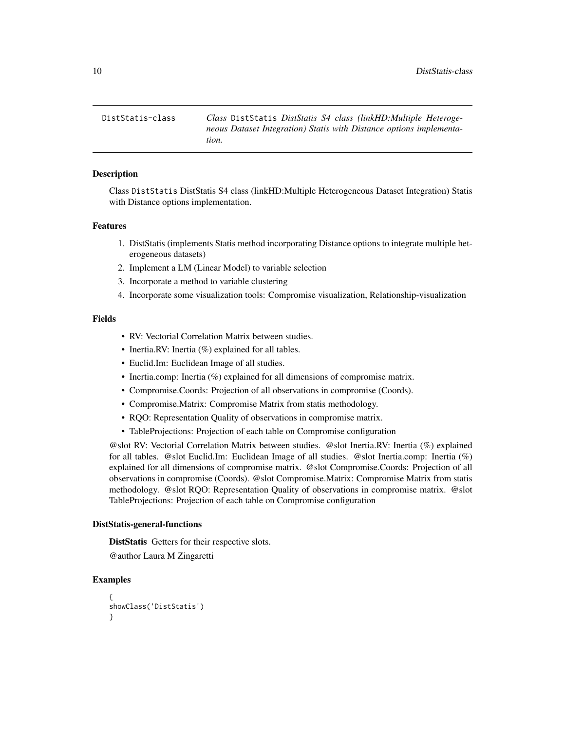DistStatis-class    *Class* `DistStatis` *DistStatis S4 class (linkHD:Multiple Heterogeneous Dataset Integration) Statis with Distance options implementation.*

### Description

Class `DistStatis` DistStatis S4 class (linkHD:Multiple Heterogeneous Dataset Integration) Statis with Distance options implementation.

### Features

1. DistStatis (implements Statis method incorporating Distance options to integrate multiple heterogeneous datasets)
2. Implement a LM (Linear Model) to variable selection
3. Incorporate a method to variable clustering
4. Incorporate some visualization tools: Compromise visualization, Relationship-visualization

### Fields

- RV: Vectorial Correlation Matrix between studies.
- Inertia.RV: Inertia (%) explained for all tables.
- Euclid.Im: Euclidean Image of all studies.
- Inertia.comp: Inertia (%) explained for all dimensions of compromise matrix.
- Compromise.Coords: Projection of all observations in compromise (Coords).
- Compromise.Matrix: Compromise Matrix from statis methodology.
- RQO: Representation Quality of observations in compromise matrix.
- TableProjections: Projection of each table on Compromise configuration

@slot RV: Vectorial Correlation Matrix between studies. @slot Inertia.RV: Inertia (%) explained for all tables. @slot Euclid.Im: Euclidean Image of all studies. @slot Inertia.comp: Inertia (%) explained for all dimensions of compromise matrix. @slot Compromise.Coords: Projection of all observations in compromise (Coords). @slot Compromise.Matrix: Compromise Matrix from statis methodology. @slot RQO: Representation Quality of observations in compromise matrix. @slot TableProjections: Projection of each table on Compromise configuration

### DistStatis-general-functions

**DistStatis** Getters for their respective slots.

@author Laura M Zingaretti

### Examples

```
{
showClass('DistStatis')
}
```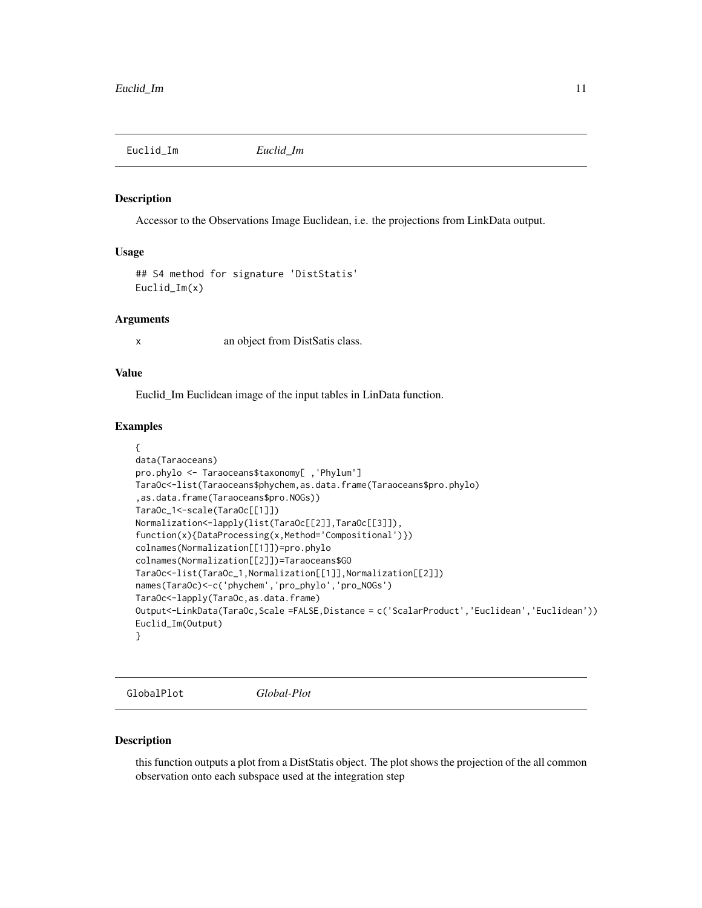## Euclid_Im

*Euclid_Im*

### Description

Accessor to the Observations Image Euclidean, i.e. the projections from LinkData output.

### Usage

```
## S4 method for signature 'DistStatis'
Euclid_Im(x)
```

### Arguments

| | |
|---|---|
| x | an object from DistSatis class. |

### Value

Euclid_Im Euclidean image of the input tables in LinData function.

### Examples

```
{
data(Taraoceans)
pro.phylo <- Taraoceans$taxonomy[ ,'Phylum']
TaraOc<-list(Taraoceans$phychem,as.data.frame(Taraoceans$pro.phylo)
,as.data.frame(Taraoceans$pro.NOGs))
TaraOc_1<-scale(TaraOc[[1]])
Normalization<-lapply(list(TaraOc[[2]],TaraOc[[3]]),
function(x){DataProcessing(x,Method='Compositional')})
colnames(Normalization[[1]])=pro.phylo
colnames(Normalization[[2]])=Taraoceans$GO
TaraOc<-list(TaraOc_1,Normalization[[1]],Normalization[[2]])
names(TaraOc)<-c('phychem','pro_phylo','pro_NOGs')
TaraOc<-lapply(TaraOc,as.data.frame)
Output<-LinkData(TaraOc,Scale =FALSE,Distance = c('ScalarProduct','Euclidean','Euclidean'))
Euclid_Im(Output)
}
```

## GlobalPlot

*Global-Plot*

### Description

this function outputs a plot from a DistStatis object. The plot shows the projection of the all common observation onto each subspace used at the integration step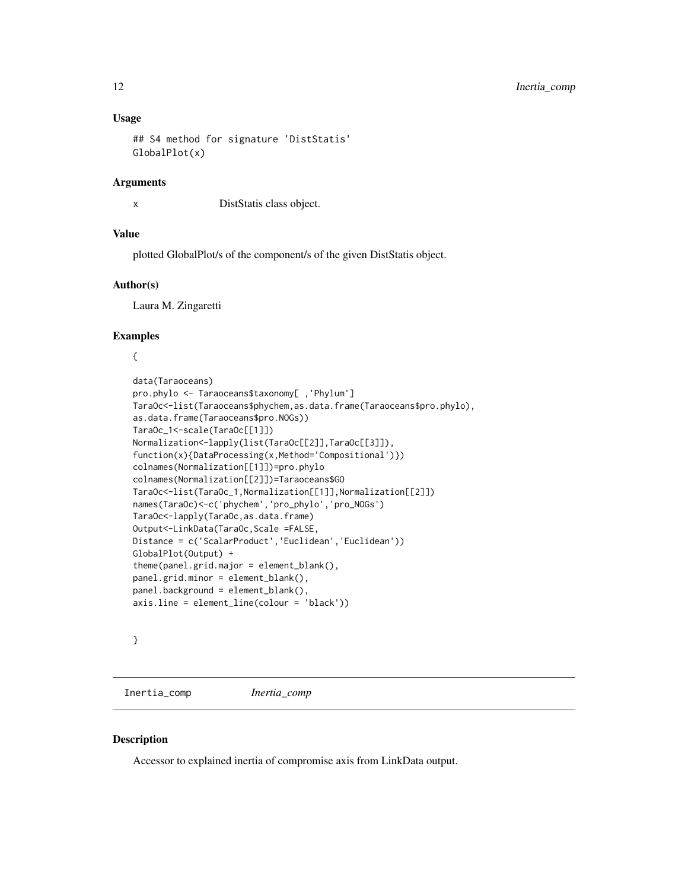### Usage

```
## S4 method for signature 'DistStatis'
GlobalPlot(x)
```

### Arguments

x DistStatis class object.

### Value

plotted GlobalPlot/s of the component/s of the given DistStatis object.

### Author(s)

Laura M. Zingaretti

### Examples

```
{

data(Taraoceans)
pro.phylo <- Taraoceans$taxonomy[ ,'Phylum']
TaraOc<-list(Taraoceans$phychem,as.data.frame(Taraoceans$pro.phylo),
as.data.frame(Taraoceans$pro.NOGs))
TaraOc_1<-scale(TaraOc[[1]])
Normalization<-lapply(list(TaraOc[[2]],TaraOc[[3]]),
function(x){DataProcessing(x,Method='Compositional')})
colnames(Normalization[[1]])=pro.phylo
colnames(Normalization[[2]])=Taraoceans$GO
TaraOc<-list(TaraOc_1,Normalization[[1]],Normalization[[2]])
names(TaraOc)<-c('phychem','pro_phylo','pro_NOGs')
TaraOc<-lapply(TaraOc,as.data.frame)
Output<-LinkData(TaraOc,Scale =FALSE,
Distance = c('ScalarProduct','Euclidean','Euclidean'))
GlobalPlot(Output) +
theme(panel.grid.major = element_blank(),
panel.grid.minor = element_blank(),
panel.background = element_blank(),
axis.line = element_line(colour = 'black'))


}
```

---

## Inertia_comp *Inertia_comp*

### Description

Accessor to explained inertia of compromise axis from LinkData output.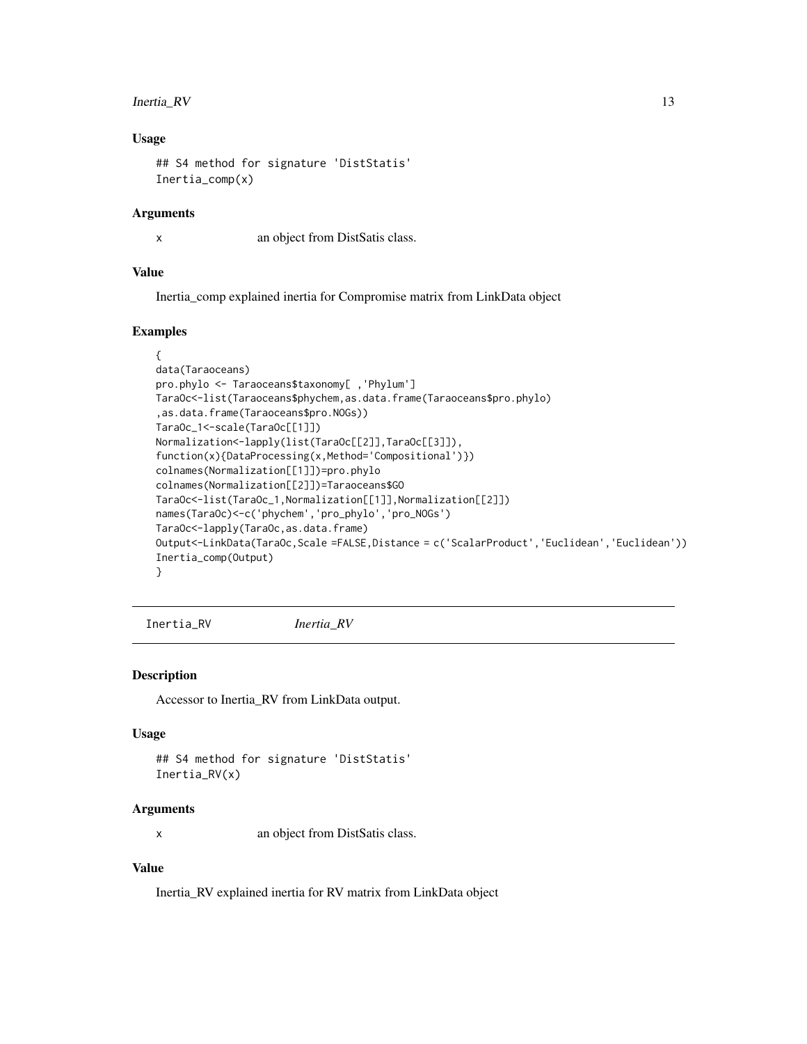## Usage

```
## S4 method for signature 'DistStatis'
Inertia_comp(x)
```

## Arguments

x an object from DistSatis class.

## Value

Inertia_comp explained inertia for Compromise matrix from LinkData object

## Examples

```
{
data(Taraoceans)
pro.phylo <- Taraoceans$taxonomy[ ,'Phylum']
TaraOc<-list(Taraoceans$phychem,as.data.frame(Taraoceans$pro.phylo)
,as.data.frame(Taraoceans$pro.NOGs))
TaraOc_1<-scale(TaraOc[[1]])
Normalization<-lapply(list(TaraOc[[2]],TaraOc[[3]]),
function(x){DataProcessing(x,Method='Compositional')})
colnames(Normalization[[1]])=pro.phylo
colnames(Normalization[[2]])=Taraoceans$GO
TaraOc<-list(TaraOc_1,Normalization[[1]],Normalization[[2]])
names(TaraOc)<-c('phychem','pro_phylo','pro_NOGs')
TaraOc<-lapply(TaraOc,as.data.frame)
Output<-LinkData(TaraOc,Scale =FALSE,Distance = c('ScalarProduct','Euclidean','Euclidean'))
Inertia_comp(Output)
}
```

---

# Inertia_RV *Inertia_RV*

## Description

Accessor to Inertia_RV from LinkData output.

## Usage

```
## S4 method for signature 'DistStatis'
Inertia_RV(x)
```

## Arguments

x an object from DistSatis class.

## Value

Inertia_RV explained inertia for RV matrix from LinkData object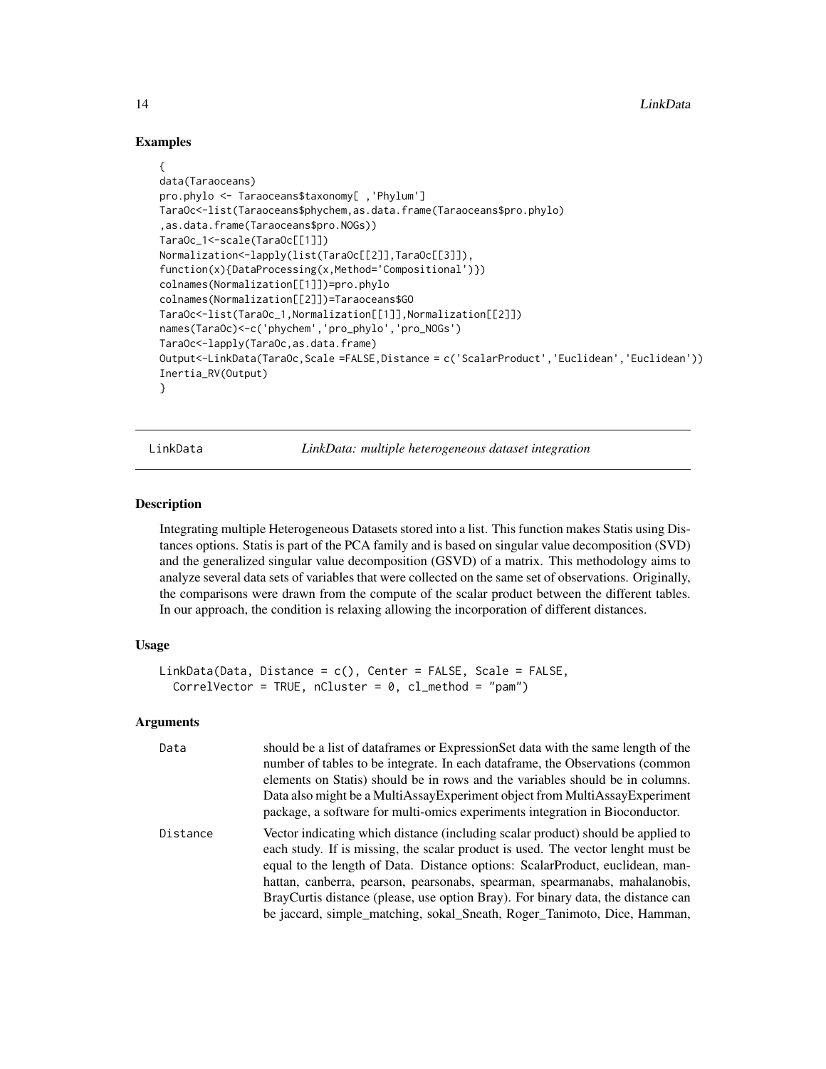## Examples

```
{
data(Taraoceans)
pro.phylo <- Taraoceans$taxonomy[ ,'Phylum']
TaraOc<-list(Taraoceans$phychem,as.data.frame(Taraoceans$pro.phylo)
,as.data.frame(Taraoceans$pro.NOGs))
TaraOc_1<-scale(TaraOc[[1]])
Normalization<-lapply(list(TaraOc[[2]],TaraOc[[3]]),
function(x){DataProcessing(x,Method='Compositional')})
colnames(Normalization[[1]])=pro.phylo
colnames(Normalization[[2]])=Taraoceans$GO
TaraOc<-list(TaraOc_1,Normalization[[1]],Normalization[[2]])
names(TaraOc)<-c('phychem','pro_phylo','pro_NOGs')
TaraOc<-lapply(TaraOc,as.data.frame)
Output<-LinkData(TaraOc,Scale =FALSE,Distance = c('ScalarProduct','Euclidean','Euclidean'))
Inertia_RV(Output)
}
```

---

# LinkData — *LinkData: multiple heterogeneous dataset integration*

---

## Description

Integrating multiple Heterogeneous Datasets stored into a list. This function makes Statis using Distances options. Statis is part of the PCA family and is based on singular value decomposition (SVD) and the generalized singular value decomposition (GSVD) of a matrix. This methodology aims to analyze several data sets of variables that were collected on the same set of observations. Originally, the comparisons were drawn from the compute of the scalar product between the different tables. In our approach, the condition is relaxing allowing the incorporation of different distances.

## Usage

```
LinkData(Data, Distance = c(), Center = FALSE, Scale = FALSE,
  CorrelVector = TRUE, nCluster = 0, cl_method = "pam")
```

## Arguments

| | |
|---|---|
| Data | should be a list of dataframes or ExpressionSet data with the same length of the number of tables to be integrate. In each dataframe, the Observations (common elements on Statis) should be in rows and the variables should be in columns. Data also might be a MultiAssayExperiment object from MultiAssayExperiment package, a software for multi-omics experiments integration in Bioconductor. |
| Distance | Vector indicating which distance (including scalar product) should be applied to each study. If is missing, the scalar product is used. The vector lenght must be equal to the length of Data. Distance options: ScalarProduct, euclidean, manhattan, canberra, pearson, pearsonabs, spearman, spearmanabs, mahalanobis, BrayCurtis distance (please, use option Bray). For binary data, the distance can be jaccard, simple_matching, sokal_Sneath, Roger_Tanimoto, Dice, Hamman, |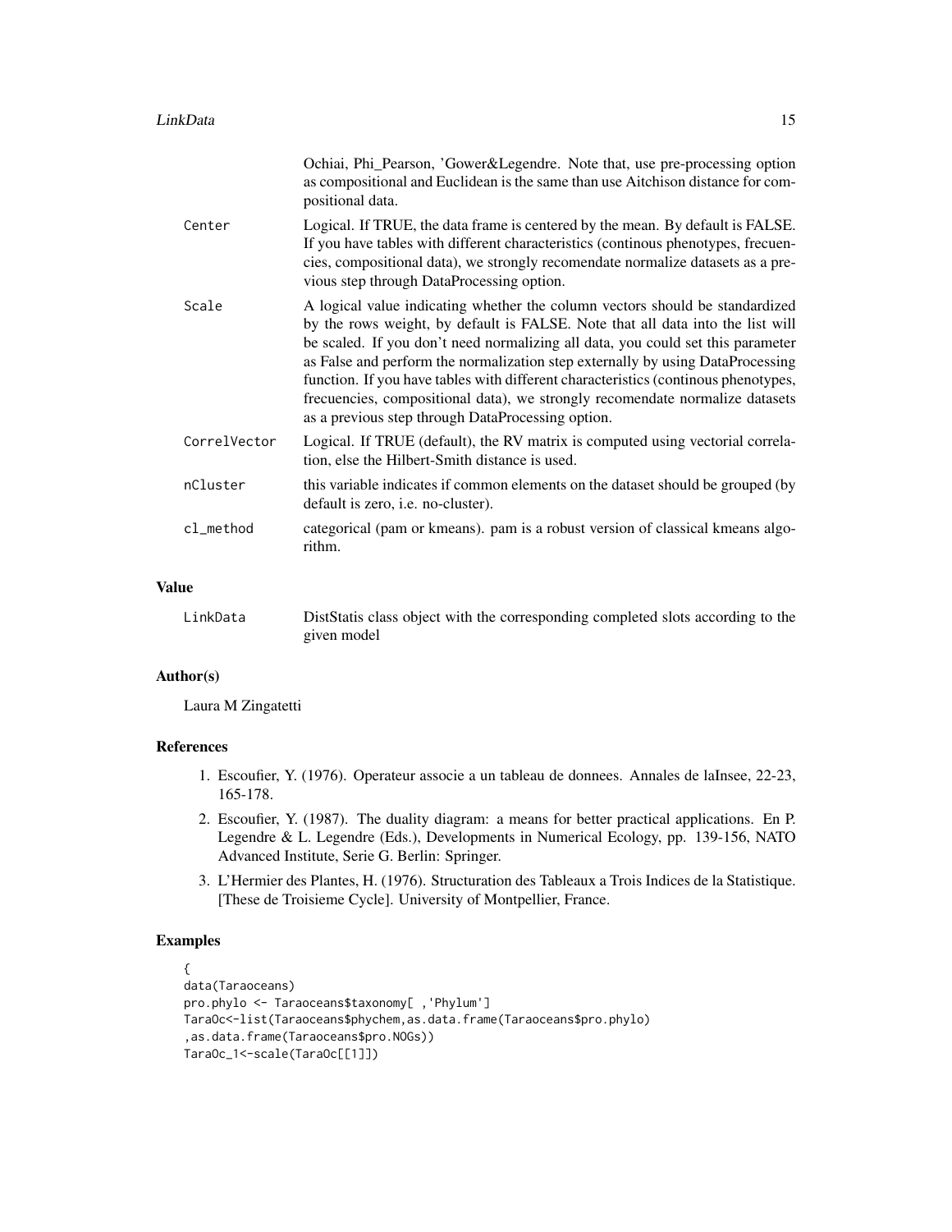Ochiai, Phi_Pearson, 'Gower&Legendre. Note that, use pre-processing option as compositional and Euclidean is the same than use Aitchison distance for compositional data.

| | |
|---|---|
| Center | Logical. If TRUE, the data frame is centered by the mean. By default is FALSE. If you have tables with different characteristics (continous phenotypes, frecuencies, compositional data), we strongly recomendate normalize datasets as a previous step through DataProcessing option. |
| Scale | A logical value indicating whether the column vectors should be standardized by the rows weight, by default is FALSE. Note that all data into the list will be scaled. If you don't need normalizing all data, you could set this parameter as False and perform the normalization step externally by using DataProcessing function. If you have tables with different characteristics (continous phenotypes, frecuencies, compositional data), we strongly recomendate normalize datasets as a previous step through DataProcessing option. |
| CorrelVector | Logical. If TRUE (default), the RV matrix is computed using vectorial correlation, else the Hilbert-Smith distance is used. |
| nCluster | this variable indicates if common elements on the dataset should be grouped (by default is zero, i.e. no-cluster). |
| cl_method | categorical (pam or kmeans). pam is a robust version of classical kmeans algorithm. |

## Value

| | |
|---|---|
| LinkData | DistStatis class object with the corresponding completed slots according to the given model |

## Author(s)

Laura M Zingatetti

## References

1. Escoufier, Y. (1976). Operateur associe a un tableau de donnees. Annales de laInsee, 22-23, 165-178.
2. Escoufier, Y. (1987). The duality diagram: a means for better practical applications. En P. Legendre & L. Legendre (Eds.), Developments in Numerical Ecology, pp. 139-156, NATO Advanced Institute, Serie G. Berlin: Springer.
3. L'Hermier des Plantes, H. (1976). Structuration des Tableaux a Trois Indices de la Statistique. [These de Troisieme Cycle]. University of Montpellier, France.

## Examples

```
{
data(Taraoceans)
pro.phylo <- Taraoceans$taxonomy[ ,'Phylum']
TaraOc<-list(Taraoceans$phychem,as.data.frame(Taraoceans$pro.phylo)
,as.data.frame(Taraoceans$pro.NOGs))
TaraOc_1<-scale(TaraOc[[1]])
```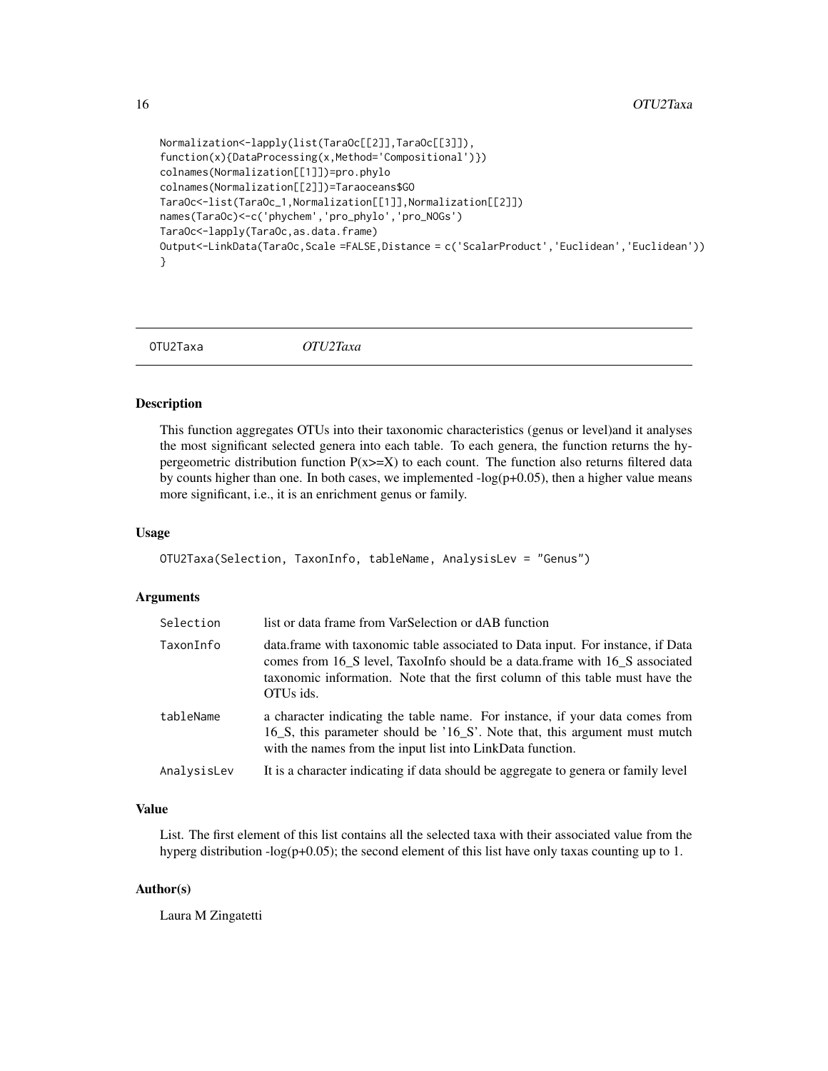```
Normalization<-lapply(list(TaraOc[[2]],TaraOc[[3]]),
function(x){DataProcessing(x,Method='Compositional')})
colnames(Normalization[[1]])=pro.phylo
colnames(Normalization[[2]])=Taraoceans$GO
TaraOc<-list(TaraOc_1,Normalization[[1]],Normalization[[2]])
names(TaraOc)<-c('phychem','pro_phylo','pro_NOGs')
TaraOc<-lapply(TaraOc,as.data.frame)
Output<-LinkData(TaraOc,Scale =FALSE,Distance = c('ScalarProduct','Euclidean','Euclidean'))
}
```

---

## OTU2Taxa *OTU2Taxa*

### Description

This function aggregates OTUs into their taxonomic characteristics (genus or level)and it analyses the most significant selected genera into each table. To each genera, the function returns the hypergeometric distribution function P(x>=X) to each count. The function also returns filtered data by counts higher than one. In both cases, we implemented -log(p+0.05), then a higher value means more significant, i.e., it is an enrichment genus or family.

### Usage

```
OTU2Taxa(Selection, TaxonInfo, tableName, AnalysisLev = "Genus")
```

### Arguments

| | |
|---|---|
| Selection | list or data frame from VarSelection or dAB function |
| TaxonInfo | data.frame with taxonomic table associated to Data input. For instance, if Data comes from 16_S level, TaxoInfo should be a data.frame with 16_S associated taxonomic information. Note that the first column of this table must have the OTUs ids. |
| tableName | a character indicating the table name. For instance, if your data comes from 16_S, this parameter should be '16_S'. Note that, this argument must mutch with the names from the input list into LinkData function. |
| AnalysisLev | It is a character indicating if data should be aggregate to genera or family level |

### Value

List. The first element of this list contains all the selected taxa with their associated value from the hyperg distribution -log(p+0.05); the second element of this list have only taxas counting up to 1.

### Author(s)

Laura M Zingatetti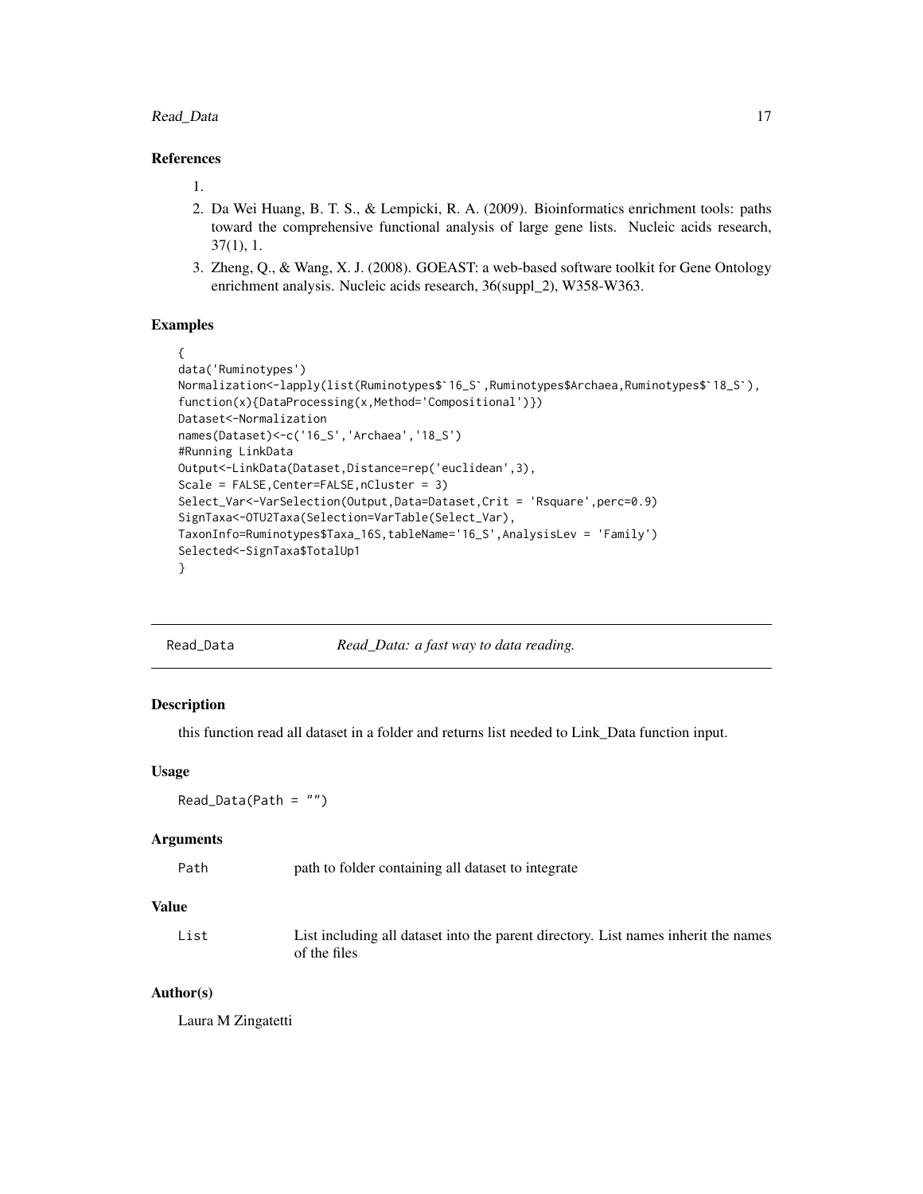### References

1.
2. Da Wei Huang, B. T. S., & Lempicki, R. A. (2009). Bioinformatics enrichment tools: paths toward the comprehensive functional analysis of large gene lists. Nucleic acids research, 37(1), 1.
3. Zheng, Q., & Wang, X. J. (2008). GOEAST: a web-based software toolkit for Gene Ontology enrichment analysis. Nucleic acids research, 36(suppl_2), W358-W363.

### Examples

```
{
data('Ruminotypes')
Normalization<-lapply(list(Ruminotypes$`16_S`,Ruminotypes$Archaea,Ruminotypes$`18_S`),
function(x){DataProcessing(x,Method='Compositional')})
Dataset<-Normalization
names(Dataset)<-c('16_S','Archaea','18_S')
#Running LinkData
Output<-LinkData(Dataset,Distance=rep('euclidean',3),
Scale = FALSE,Center=FALSE,nCluster = 3)
Select_Var<-VarSelection(Output,Data=Dataset,Crit = 'Rsquare',perc=0.9)
SignTaxa<-OTU2Taxa(Selection=VarTable(Select_Var),
TaxonInfo=Ruminotypes$Taxa_16S,tableName='16_S',AnalysisLev = 'Family')
Selected<-SignTaxa$TotalUp1
}
```

---

## Read_Data    *Read_Data: a fast way to data reading.*

---

### Description

this function read all dataset in a folder and returns list needed to Link_Data function input.

### Usage

```
Read_Data(Path = "")
```

### Arguments

| | |
|---|---|
| Path | path to folder containing all dataset to integrate |

### Value

| | |
|---|---|
| List | List including all dataset into the parent directory. List names inherit the names of the files |

### Author(s)

Laura M Zingatetti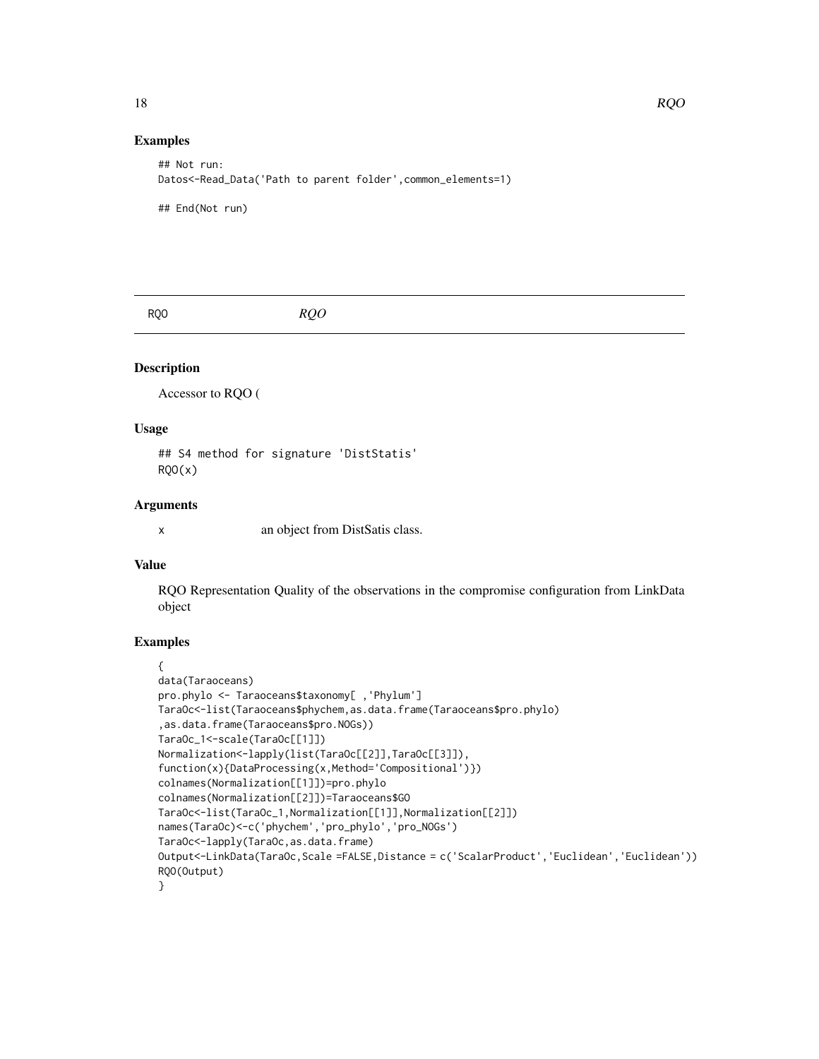## Examples

```
## Not run:
Datos<-Read_Data('Path to parent folder',common_elements=1)

## End(Not run)
```

---

# RQO *RQO*

---

### Description

Accessor to RQO (

### Usage

```
## S4 method for signature 'DistStatis'
RQO(x)
```

### Arguments

x an object from DistSatis class.

### Value

RQO Representation Quality of the observations in the compromise configuration from LinkData object

### Examples

```
{
data(Taraoceans)
pro.phylo <- Taraoceans$taxonomy[ ,'Phylum']
TaraOc<-list(Taraoceans$phychem,as.data.frame(Taraoceans$pro.phylo)
,as.data.frame(Taraoceans$pro.NOGs))
TaraOc_1<-scale(TaraOc[[1]])
Normalization<-lapply(list(TaraOc[[2]],TaraOc[[3]]),
function(x){DataProcessing(x,Method='Compositional')})
colnames(Normalization[[1]])=pro.phylo
colnames(Normalization[[2]])=Taraoceans$GO
TaraOc<-list(TaraOc_1,Normalization[[1]],Normalization[[2]])
names(TaraOc)<-c('phychem','pro_phylo','pro_NOGs')
TaraOc<-lapply(TaraOc,as.data.frame)
Output<-LinkData(TaraOc,Scale =FALSE,Distance = c('ScalarProduct','Euclidean','Euclidean'))
RQO(Output)
}
```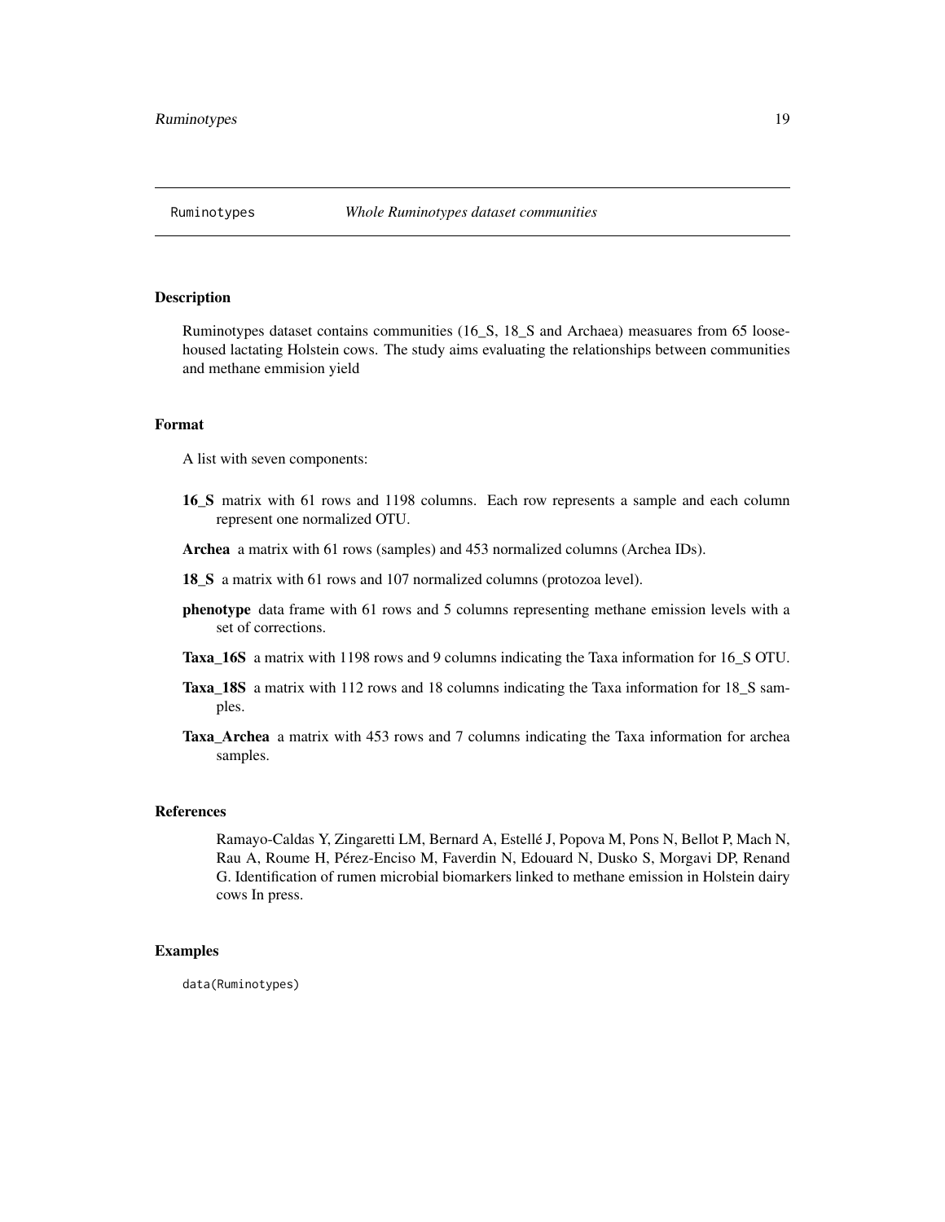Ruminotypes *Whole Ruminotypes dataset communities*

## Description

Ruminotypes dataset contains communities (16_S, 18_S and Archaea) measuares from 65 loose-housed lactating Holstein cows. The study aims evaluating the relationships between communities and methane emmision yield

## Format

A list with seven components:

- **16_S** matrix with 61 rows and 1198 columns. Each row represents a sample and each column represent one normalized OTU.
- **Archea** a matrix with 61 rows (samples) and 453 normalized columns (Archea IDs).
- **18_S** a matrix with 61 rows and 107 normalized columns (protozoa level).
- **phenotype** data frame with 61 rows and 5 columns representing methane emission levels with a set of corrections.
- **Taxa_16S** a matrix with 1198 rows and 9 columns indicating the Taxa information for 16_S OTU.
- **Taxa_18S** a matrix with 112 rows and 18 columns indicating the Taxa information for 18_S samples.
- **Taxa_Archea** a matrix with 453 rows and 7 columns indicating the Taxa information for archea samples.

## References

Ramayo-Caldas Y, Zingaretti LM, Bernard A, Estellé J, Popova M, Pons N, Bellot P, Mach N, Rau A, Roume H, Pérez-Enciso M, Faverdin N, Edouard N, Dusko S, Morgavi DP, Renand G. Identification of rumen microbial biomarkers linked to methane emission in Holstein dairy cows In press.

## Examples

```
data(Ruminotypes)
```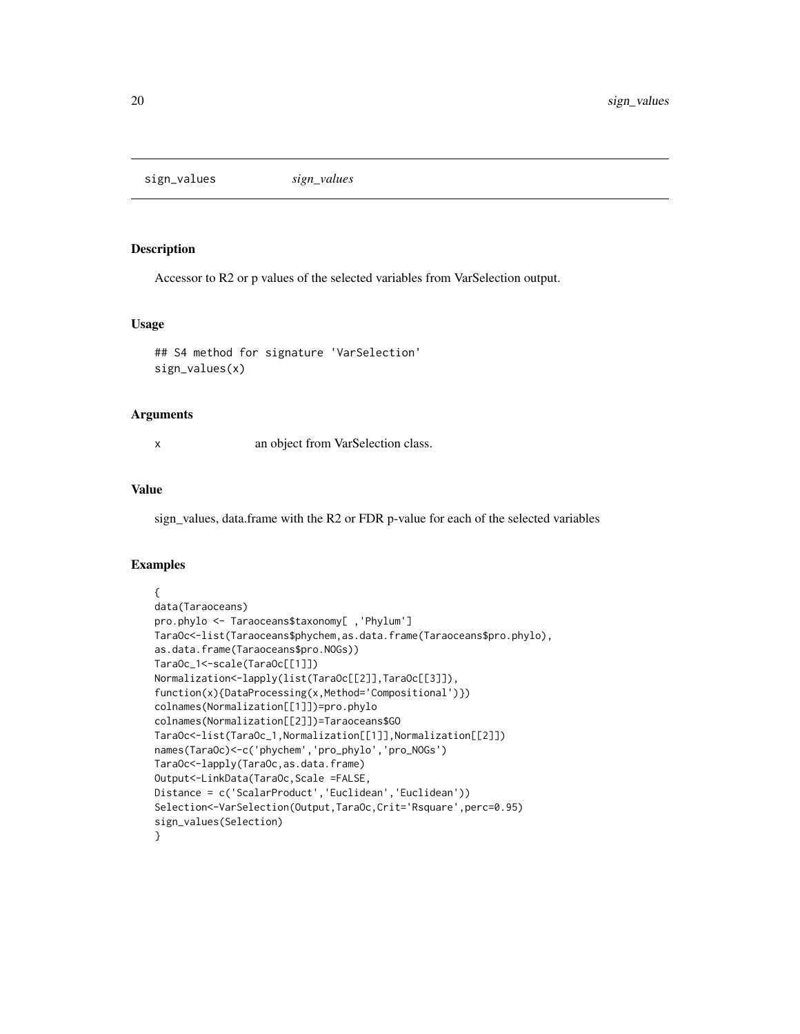sign_values    *sign_values*

## Description

Accessor to R2 or p values of the selected variables from VarSelection output.

## Usage

```
## S4 method for signature 'VarSelection'
sign_values(x)
```

## Arguments

x    an object from VarSelection class.

## Value

sign_values, data.frame with the R2 or FDR p-value for each of the selected variables

## Examples

```
{
data(Taraoceans)
pro.phylo <- Taraoceans$taxonomy[ ,'Phylum']
TaraOc<-list(Taraoceans$phychem,as.data.frame(Taraoceans$pro.phylo),
as.data.frame(Taraoceans$pro.NOGs))
TaraOc_1<-scale(TaraOc[[1]])
Normalization<-lapply(list(TaraOc[[2]],TaraOc[[3]]),
function(x){DataProcessing(x,Method='Compositional')})
colnames(Normalization[[1]])=pro.phylo
colnames(Normalization[[2]])=Taraoceans$GO
TaraOc<-list(TaraOc_1,Normalization[[1]],Normalization[[2]])
names(TaraOc)<-c('phychem','pro_phylo','pro_NOGs')
TaraOc<-lapply(TaraOc,as.data.frame)
Output<-LinkData(TaraOc,Scale =FALSE,
Distance = c('ScalarProduct','Euclidean','Euclidean'))
Selection<-VarSelection(Output,TaraOc,Crit='Rsquare',perc=0.95)
sign_values(Selection)
}
```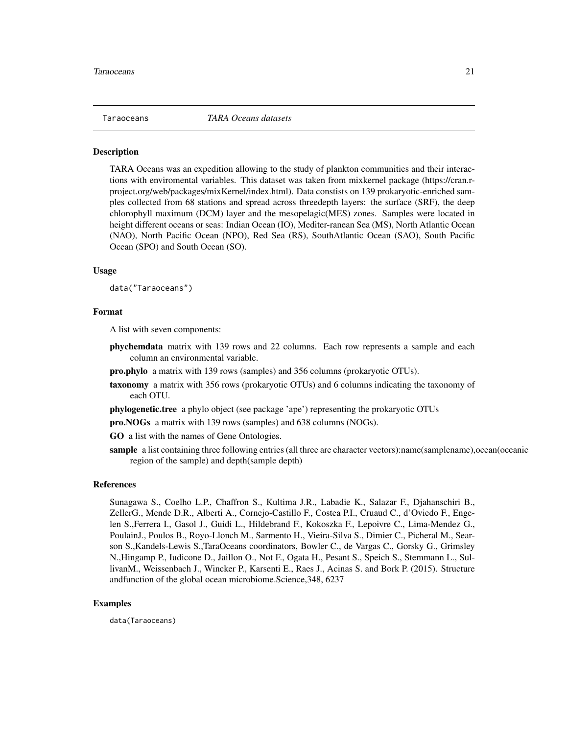## Taraoceans — *TARA Oceans datasets*

### Description

TARA Oceans was an expedition allowing to the study of plankton communities and their interactions with enviromental variables. This dataset was taken from mixkernel package (https://cran.r-project.org/web/packages/mixKernel/index.html). Data constists on 139 prokaryotic-enriched samples collected from 68 stations and spread across threedepth layers: the surface (SRF), the deep chlorophyll maximum (DCM) layer and the mesopelagic(MES) zones. Samples were located in height different oceans or seas: Indian Ocean (IO), Mediter-ranean Sea (MS), North Atlantic Ocean (NAO), North Pacific Ocean (NPO), Red Sea (RS), SouthAtlantic Ocean (SAO), South Pacific Ocean (SPO) and South Ocean (SO).

### Usage

```
data("Taraoceans")
```

### Format

A list with seven components:

- **phychemdata** matrix with 139 rows and 22 columns. Each row represents a sample and each column an environmental variable.
- **pro.phylo** a matrix with 139 rows (samples) and 356 columns (prokaryotic OTUs).
- **taxonomy** a matrix with 356 rows (prokaryotic OTUs) and 6 columns indicating the taxonomy of each OTU.
- **phylogenetic.tree** a phylo object (see package 'ape') representing the prokaryotic OTUs
- **pro.NOGs** a matrix with 139 rows (samples) and 638 columns (NOGs).
- **GO** a list with the names of Gene Ontologies.
- **sample** a list containing three following entries (all three are character vectors):name(samplename),ocean(oceanic region of the sample) and depth(sample depth)

### References

Sunagawa S., Coelho L.P., Chaffron S., Kultima J.R., Labadie K., Salazar F., Djahanschiri B., ZellerG., Mende D.R., Alberti A., Cornejo-Castillo F., Costea P.I., Cruaud C., d'Oviedo F., Engelen S.,Ferrera I., Gasol J., Guidi L., Hildebrand F., Kokoszka F., Lepoivre C., Lima-Mendez G., PoulainJ., Poulos B., Royo-Llonch M., Sarmento H., Vieira-Silva S., Dimier C., Picheral M., Searson S.,Kandels-Lewis S.,TaraOceans coordinators, Bowler C., de Vargas C., Gorsky G., Grimsley N.,Hingamp P., Iudicone D., Jaillon O., Not F., Ogata H., Pesant S., Speich S., Stemmann L., SullivanM., Weissenbach J., Wincker P., Karsenti E., Raes J., Acinas S. and Bork P. (2015). Structure andfunction of the global ocean microbiome.Science,348, 6237

### Examples

```
data(Taraoceans)
```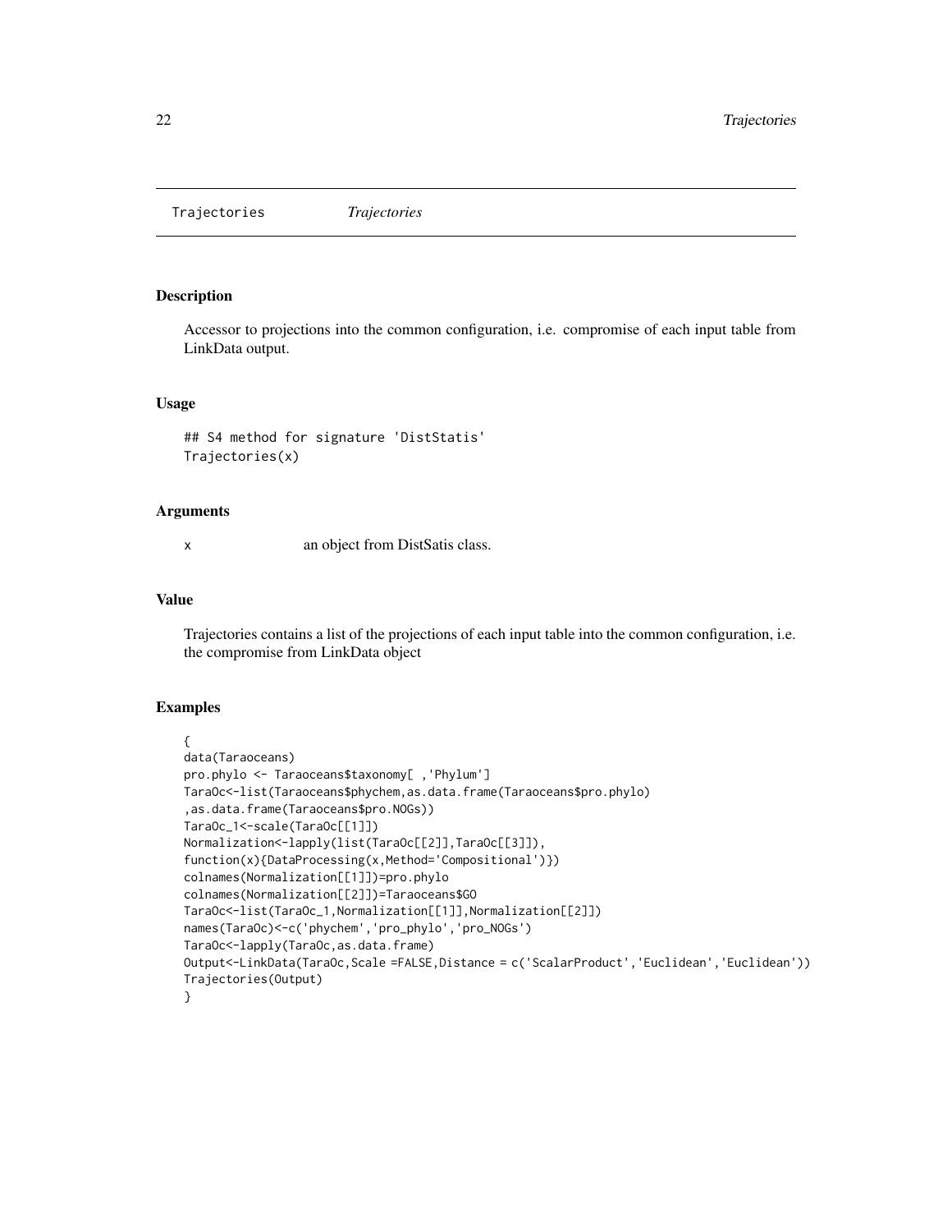# Trajectories *Trajectories*

## Description

Accessor to projections into the common configuration, i.e. compromise of each input table from LinkData output.

## Usage

```
## S4 method for signature 'DistStatis'
Trajectories(x)
```

## Arguments

x    an object from DistSatis class.

## Value

Trajectories contains a list of the projections of each input table into the common configuration, i.e. the compromise from LinkData object

## Examples

```
{
data(Taraoceans)
pro.phylo <- Taraoceans$taxonomy[ ,'Phylum']
TaraOc<-list(Taraoceans$phychem,as.data.frame(Taraoceans$pro.phylo)
,as.data.frame(Taraoceans$pro.NOGs))
TaraOc_1<-scale(TaraOc[[1]])
Normalization<-lapply(list(TaraOc[[2]],TaraOc[[3]]),
function(x){DataProcessing(x,Method='Compositional')})
colnames(Normalization[[1]])=pro.phylo
colnames(Normalization[[2]])=Taraoceans$GO
TaraOc<-list(TaraOc_1,Normalization[[1]],Normalization[[2]])
names(TaraOc)<-c('phychem','pro_phylo','pro_NOGs')
TaraOc<-lapply(TaraOc,as.data.frame)
Output<-LinkData(TaraOc,Scale =FALSE,Distance = c('ScalarProduct','Euclidean','Euclidean'))
Trajectories(Output)
}
```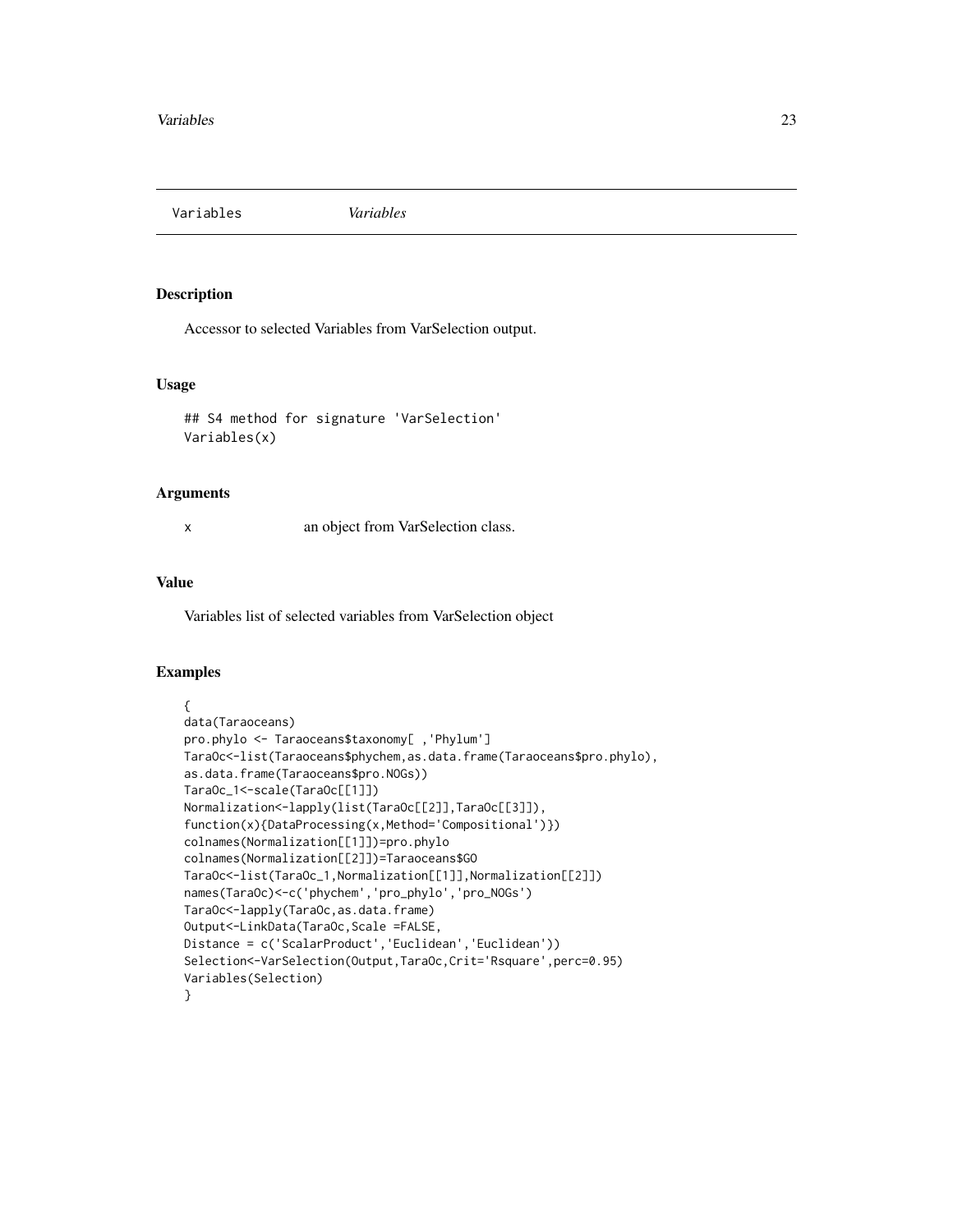# Variables *Variables*

## Description

Accessor to selected Variables from VarSelection output.

## Usage

```
## S4 method for signature 'VarSelection'
Variables(x)
```

## Arguments

x    an object from VarSelection class.

## Value

Variables list of selected variables from VarSelection object

## Examples

```
{
data(Taraoceans)
pro.phylo <- Taraoceans$taxonomy[ ,'Phylum']
TaraOc<-list(Taraoceans$phychem,as.data.frame(Taraoceans$pro.phylo),
as.data.frame(Taraoceans$pro.NOGs))
TaraOc_1<-scale(TaraOc[[1]])
Normalization<-lapply(list(TaraOc[[2]],TaraOc[[3]]),
function(x){DataProcessing(x,Method='Compositional')})
colnames(Normalization[[1]])=pro.phylo
colnames(Normalization[[2]])=Taraoceans$GO
TaraOc<-list(TaraOc_1,Normalization[[1]],Normalization[[2]])
names(TaraOc)<-c('phychem','pro_phylo','pro_NOGs')
TaraOc<-lapply(TaraOc,as.data.frame)
Output<-LinkData(TaraOc,Scale =FALSE,
Distance = c('ScalarProduct','Euclidean','Euclidean'))
Selection<-VarSelection(Output,TaraOc,Crit='Rsquare',perc=0.95)
Variables(Selection)
}
```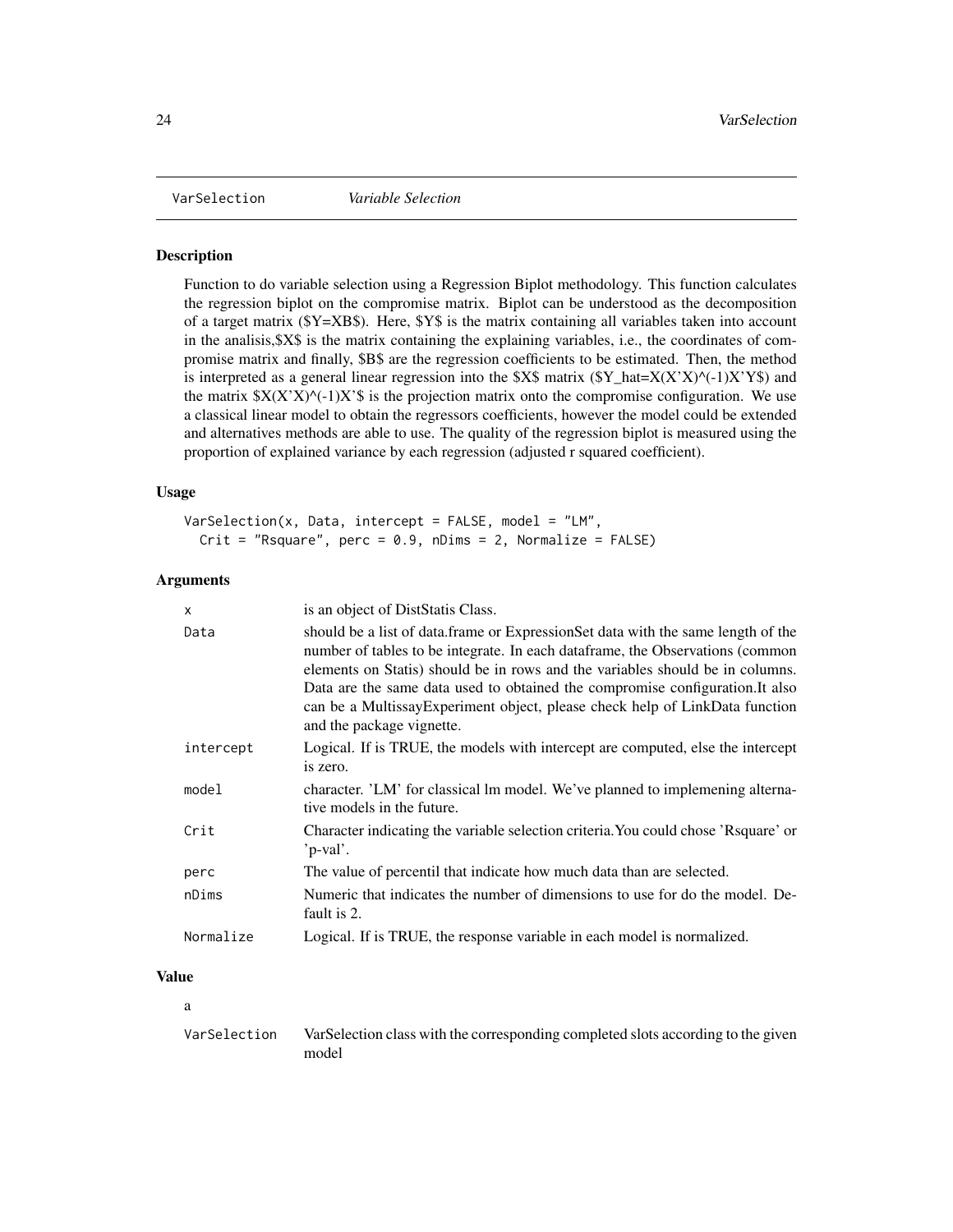VarSelection *Variable Selection*

### Description

Function to do variable selection using a Regression Biplot methodology. This function calculates the regression biplot on the compromise matrix. Biplot can be understood as the decomposition of a target matrix ($Y=XB$). Here, $Y$ is the matrix containing all variables taken into account in the analisis,$X$ is the matrix containing the explaining variables, i.e., the coordinates of compromise matrix and finally, $B$ are the regression coefficients to be estimated. Then, the method is interpreted as a general linear regression into the $X$ matrix ($Y_hat=X(X'X)^(-1)X'Y$) and the matrix $X(X'X)^(-1)X'$ is the projection matrix onto the compromise configuration. We use a classical linear model to obtain the regressors coefficients, however the model could be extended and alternatives methods are able to use. The quality of the regression biplot is measured using the proportion of explained variance by each regression (adjusted r squared coefficient).

### Usage

```
VarSelection(x, Data, intercept = FALSE, model = "LM",
  Crit = "Rsquare", perc = 0.9, nDims = 2, Normalize = FALSE)
```

### Arguments

| | |
|---|---|
| x | is an object of DistStatis Class. |
| Data | should be a list of data.frame or ExpressionSet data with the same length of the number of tables to be integrate. In each dataframe, the Observations (common elements on Statis) should be in rows and the variables should be in columns. Data are the same data used to obtained the compromise configuration.It also can be a MultissayExperiment object, please check help of LinkData function and the package vignette. |
| intercept | Logical. If is TRUE, the models with intercept are computed, else the intercept is zero. |
| model | character. 'LM' for classical lm model. We've planned to implemening alternative models in the future. |
| Crit | Character indicating the variable selection criteria.You could chose 'Rsquare' or 'p-val'. |
| perc | The value of percentil that indicate how much data than are selected. |
| nDims | Numeric that indicates the number of dimensions to use for do the model. Default is 2. |
| Normalize | Logical. If is TRUE, the response variable in each model is normalized. |

### Value

a

| | |
|---|---|
| VarSelection | VarSelection class with the corresponding completed slots according to the given model |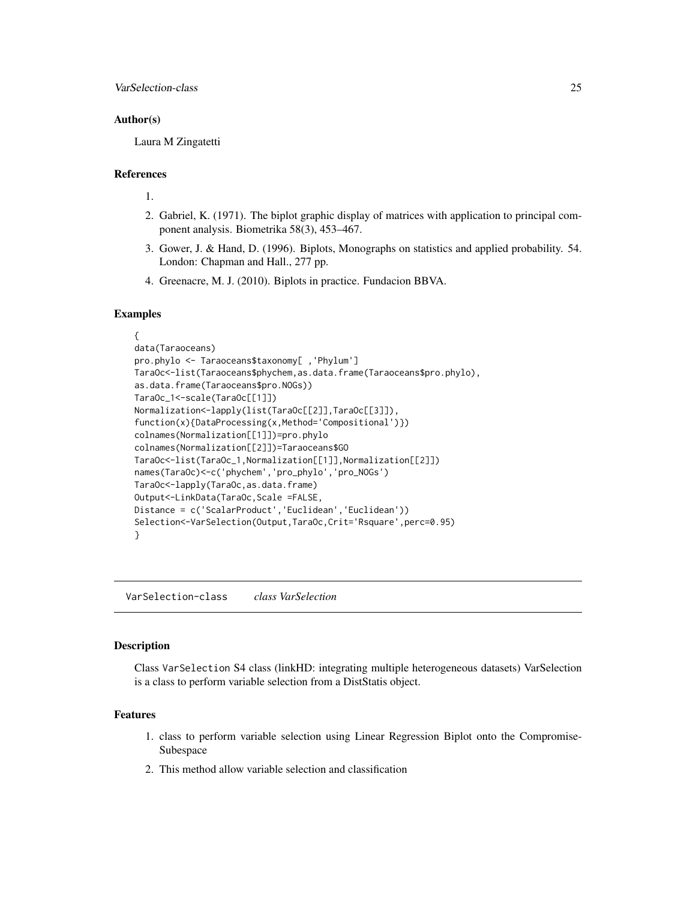### Author(s)

Laura M Zingatetti

### References

1.
2. Gabriel, K. (1971). The biplot graphic display of matrices with application to principal component analysis. Biometrika 58(3), 453–467.
3. Gower, J. & Hand, D. (1996). Biplots, Monographs on statistics and applied probability. 54. London: Chapman and Hall., 277 pp.
4. Greenacre, M. J. (2010). Biplots in practice. Fundacion BBVA.

### Examples

```
{
data(Taraoceans)
pro.phylo <- Taraoceans$taxonomy[ ,'Phylum']
TaraOc<-list(Taraoceans$phychem,as.data.frame(Taraoceans$pro.phylo),
as.data.frame(Taraoceans$pro.NOGs))
TaraOc_1<-scale(TaraOc[[1]])
Normalization<-lapply(list(TaraOc[[2]],TaraOc[[3]]),
function(x){DataProcessing(x,Method='Compositional')})
colnames(Normalization[[1]])=pro.phylo
colnames(Normalization[[2]])=Taraoceans$GO
TaraOc<-list(TaraOc_1,Normalization[[1]],Normalization[[2]])
names(TaraOc)<-c('phychem','pro_phylo','pro_NOGs')
TaraOc<-lapply(TaraOc,as.data.frame)
Output<-LinkData(TaraOc,Scale =FALSE,
Distance = c('ScalarProduct','Euclidean','Euclidean'))
Selection<-VarSelection(Output,TaraOc,Crit='Rsquare',perc=0.95)
}
```

---

## VarSelection-class *class VarSelection*

### Description

Class `VarSelection` S4 class (linkHD: integrating multiple heterogeneous datasets) VarSelection is a class to perform variable selection from a DistStatis object.

### Features

1. class to perform variable selection using Linear Regression Biplot onto the Compromise-Subespace
2. This method allow variable selection and classification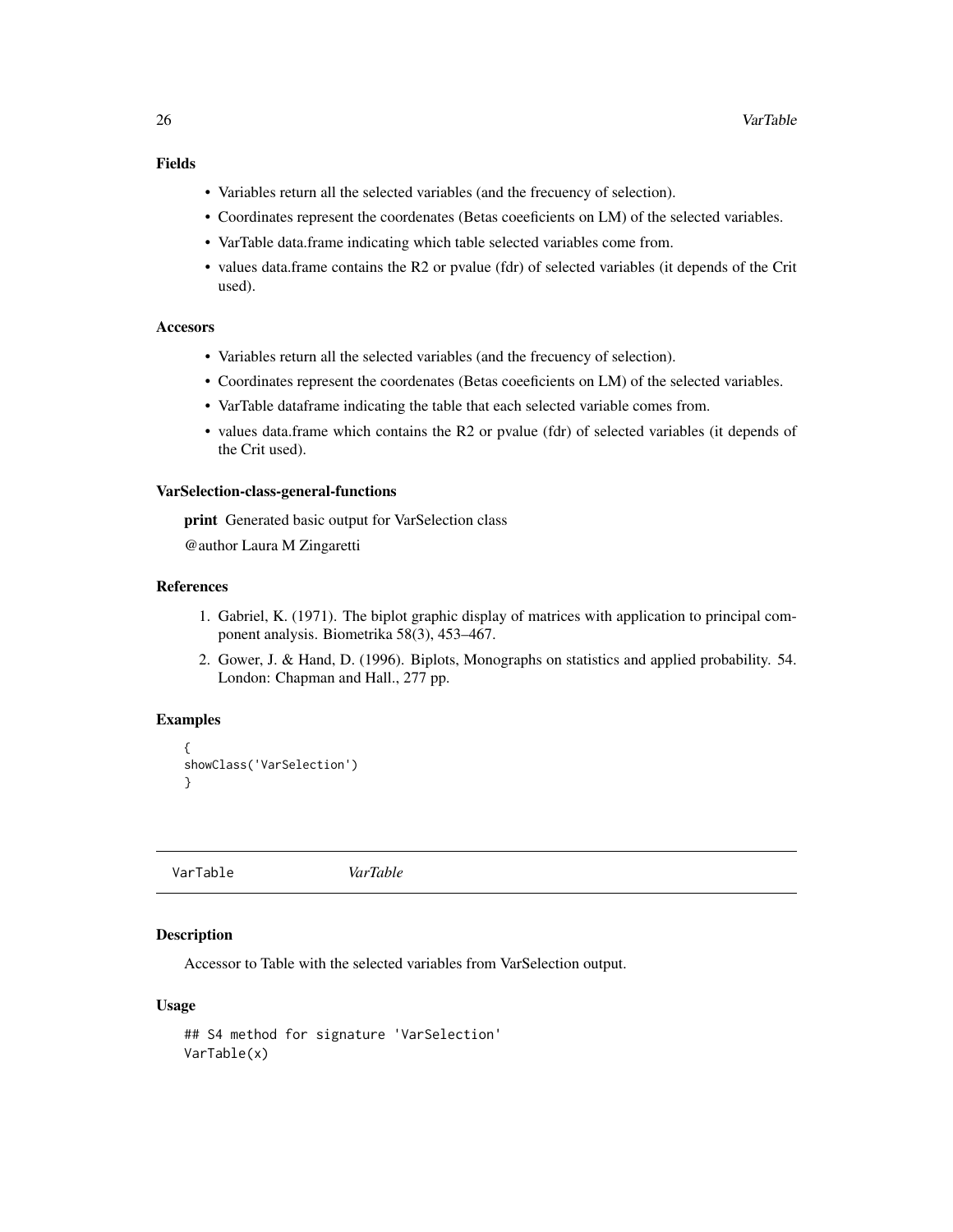### Fields

- Variables return all the selected variables (and the frecuency of selection).
- Coordinates represent the coordenates (Betas coeeficients on LM) of the selected variables.
- VarTable data.frame indicating which table selected variables come from.
- values data.frame contains the R2 or pvalue (fdr) of selected variables (it depends of the Crit used).

### Accesors

- Variables return all the selected variables (and the frecuency of selection).
- Coordinates represent the coordenates (Betas coeeficients on LM) of the selected variables.
- VarTable dataframe indicating the table that each selected variable comes from.
- values data.frame which contains the R2 or pvalue (fdr) of selected variables (it depends of the Crit used).

### VarSelection-class-general-functions

**print** Generated basic output for VarSelection class

@author Laura M Zingaretti

### References

1. Gabriel, K. (1971). The biplot graphic display of matrices with application to principal component analysis. Biometrika 58(3), 453–467.
2. Gower, J. & Hand, D. (1996). Biplots, Monographs on statistics and applied probability. 54. London: Chapman and Hall., 277 pp.

### Examples

```
{
showClass('VarSelection')
}
```

---

## VarTable *VarTable*

### Description

Accessor to Table with the selected variables from VarSelection output.

### Usage

```
## S4 method for signature 'VarSelection'
VarTable(x)
```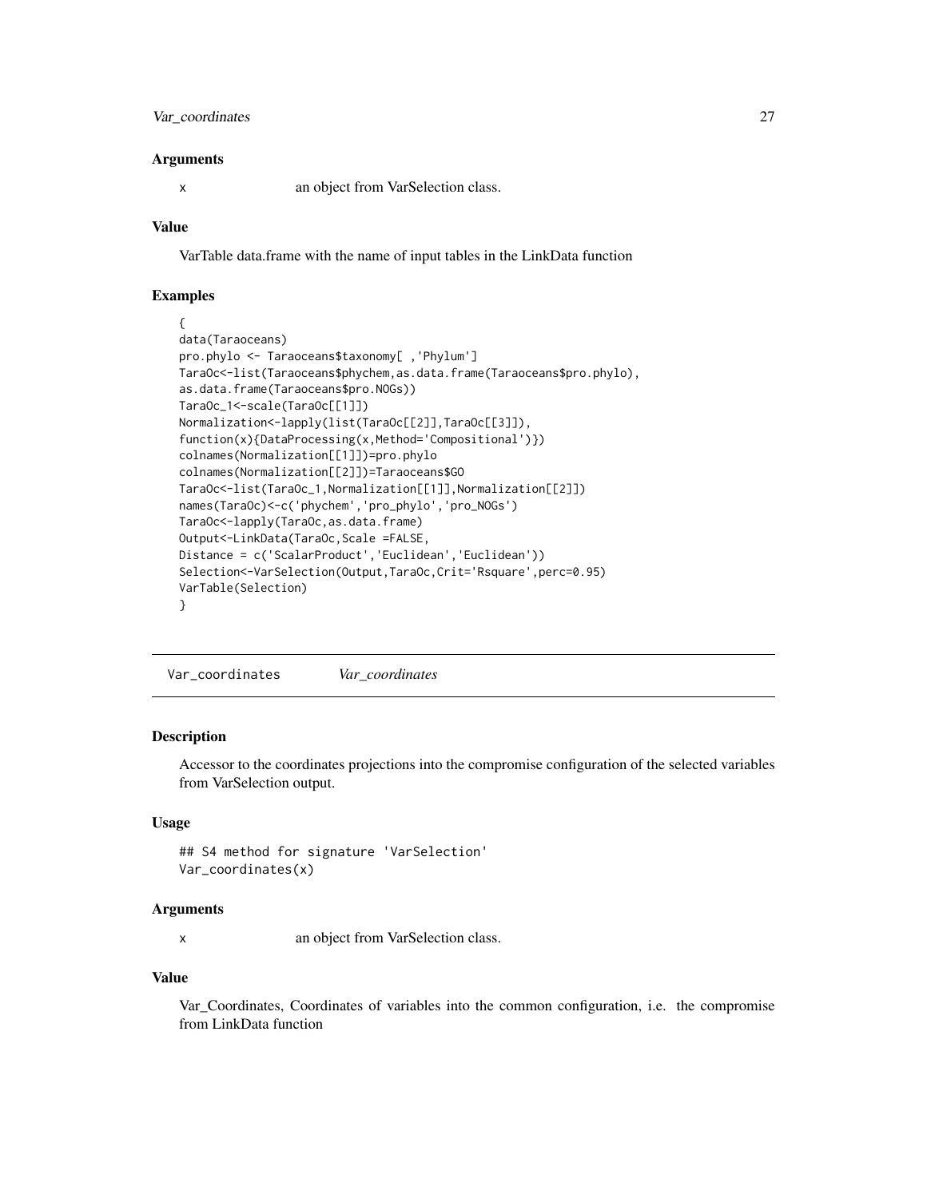### Arguments

x an object from VarSelection class.

### Value

VarTable data.frame with the name of input tables in the LinkData function

### Examples

```
{
data(Taraoceans)
pro.phylo <- Taraoceans$taxonomy[ ,'Phylum']
TaraOc<-list(Taraoceans$phychem,as.data.frame(Taraoceans$pro.phylo),
as.data.frame(Taraoceans$pro.NOGs))
TaraOc_1<-scale(TaraOc[[1]])
Normalization<-lapply(list(TaraOc[[2]],TaraOc[[3]]),
function(x){DataProcessing(x,Method='Compositional')})
colnames(Normalization[[1]])=pro.phylo
colnames(Normalization[[2]])=Taraoceans$GO
TaraOc<-list(TaraOc_1,Normalization[[1]],Normalization[[2]])
names(TaraOc)<-c('phychem','pro_phylo','pro_NOGs')
TaraOc<-lapply(TaraOc,as.data.frame)
Output<-LinkData(TaraOc,Scale =FALSE,
Distance = c('ScalarProduct','Euclidean','Euclidean'))
Selection<-VarSelection(Output,TaraOc,Crit='Rsquare',perc=0.95)
VarTable(Selection)
}
```

## Var_coordinates *Var_coordinates*

### Description

Accessor to the coordinates projections into the compromise configuration of the selected variables from VarSelection output.

### Usage

```
## S4 method for signature 'VarSelection'
Var_coordinates(x)
```

### Arguments

x an object from VarSelection class.

### Value

Var_Coordinates, Coordinates of variables into the common configuration, i.e. the compromise from LinkData function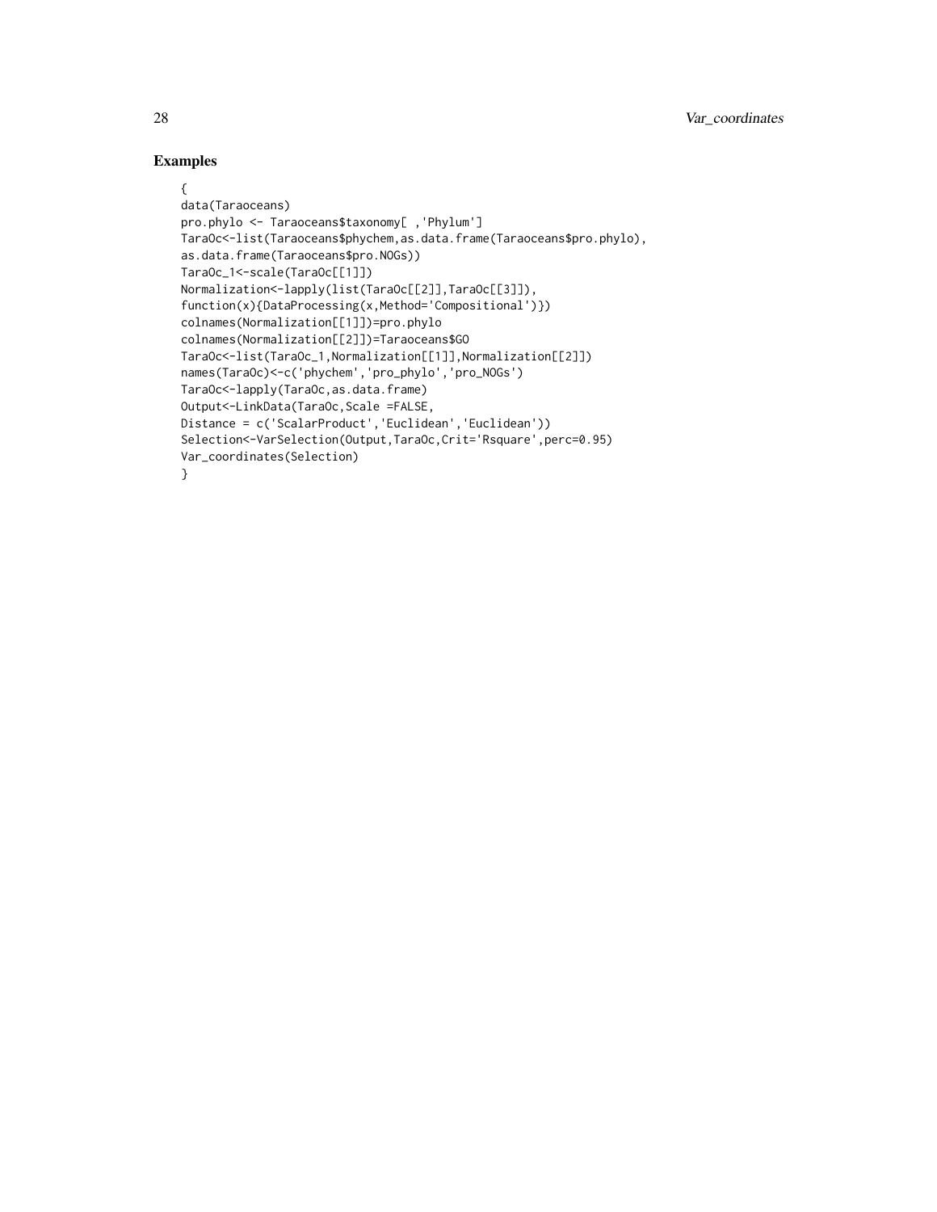## Examples

```
{
data(Taraoceans)
pro.phylo <- Taraoceans$taxonomy[ ,'Phylum']
TaraOc<-list(Taraoceans$phychem,as.data.frame(Taraoceans$pro.phylo),
as.data.frame(Taraoceans$pro.NOGs))
TaraOc_1<-scale(TaraOc[[1]])
Normalization<-lapply(list(TaraOc[[2]],TaraOc[[3]]),
function(x){DataProcessing(x,Method='Compositional')})
colnames(Normalization[[1]])=pro.phylo
colnames(Normalization[[2]])=Taraoceans$GO
TaraOc<-list(TaraOc_1,Normalization[[1]],Normalization[[2]])
names(TaraOc)<-c('phychem','pro_phylo','pro_NOGs')
TaraOc<-lapply(TaraOc,as.data.frame)
Output<-LinkData(TaraOc,Scale =FALSE,
Distance = c('ScalarProduct','Euclidean','Euclidean'))
Selection<-VarSelection(Output,TaraOc,Crit='Rsquare',perc=0.95)
Var_coordinates(Selection)
}
```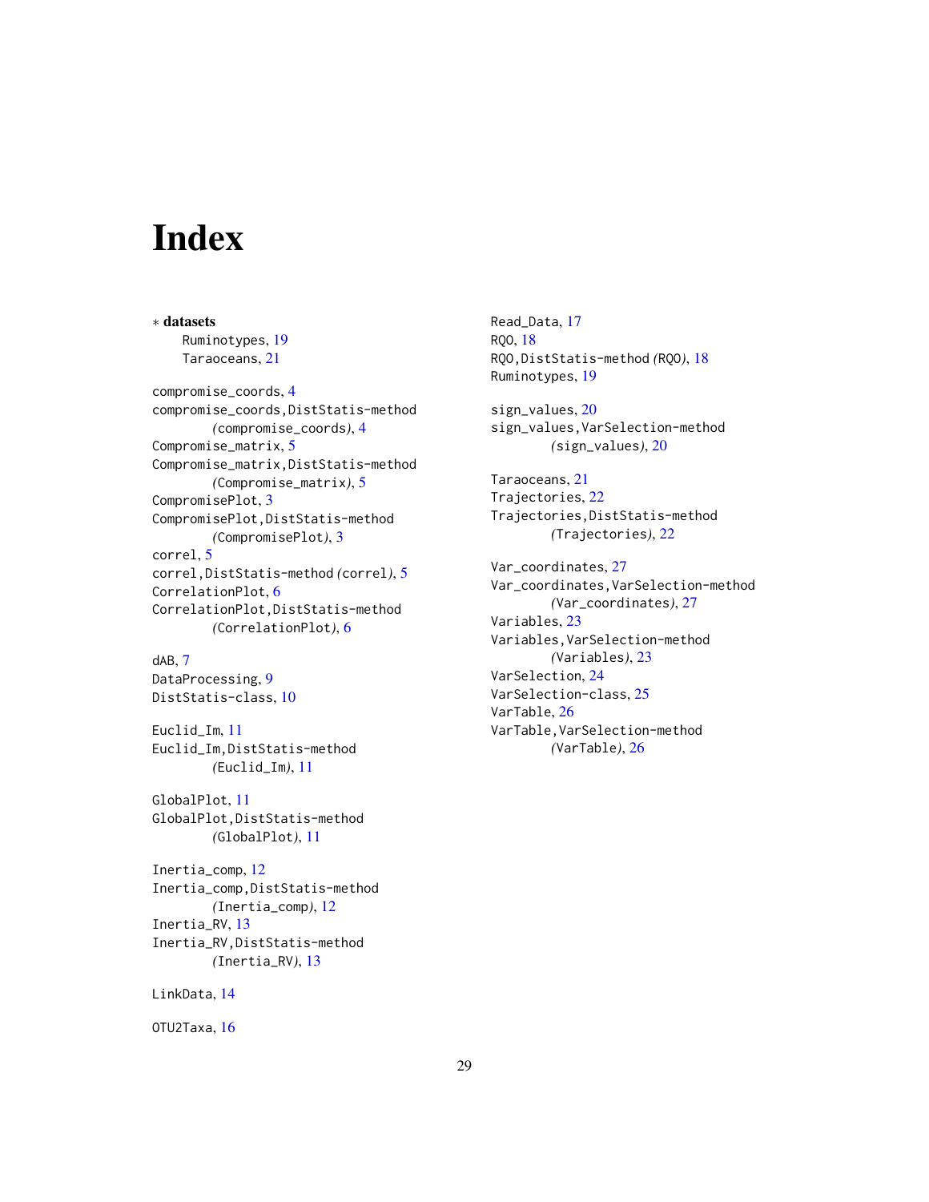# Index

∗ **datasets**
- Ruminotypes, 19
- Taraoceans, 21

compromise_coords, 4
compromise_coords,DistStatis-method *(*compromise_coords*)*, 4
Compromise_matrix, 5
Compromise_matrix,DistStatis-method *(*Compromise_matrix*)*, 5
CompromisePlot, 3
CompromisePlot,DistStatis-method *(*CompromisePlot*)*, 3
correl, 5
correl,DistStatis-method *(*correl*)*, 5
CorrelationPlot, 6
CorrelationPlot,DistStatis-method *(*CorrelationPlot*)*, 6

dAB, 7
DataProcessing, 9
DistStatis-class, 10

Euclid_Im, 11
Euclid_Im,DistStatis-method *(*Euclid_Im*)*, 11

GlobalPlot, 11
GlobalPlot,DistStatis-method *(*GlobalPlot*)*, 11

Inertia_comp, 12
Inertia_comp,DistStatis-method *(*Inertia_comp*)*, 12
Inertia_RV, 13
Inertia_RV,DistStatis-method *(*Inertia_RV*)*, 13

LinkData, 14

OTU2Taxa, 16

Read_Data, 17
RQO, 18
RQO,DistStatis-method *(*RQO*)*, 18
Ruminotypes, 19

sign_values, 20
sign_values,VarSelection-method *(*sign_values*)*, 20

Taraoceans, 21
Trajectories, 22
Trajectories,DistStatis-method *(*Trajectories*)*, 22

Var_coordinates, 27
Var_coordinates,VarSelection-method *(*Var_coordinates*)*, 27
Variables, 23
Variables,VarSelection-method *(*Variables*)*, 23
VarSelection, 24
VarSelection-class, 25
VarTable, 26
VarTable,VarSelection-method *(*VarTable*)*, 26